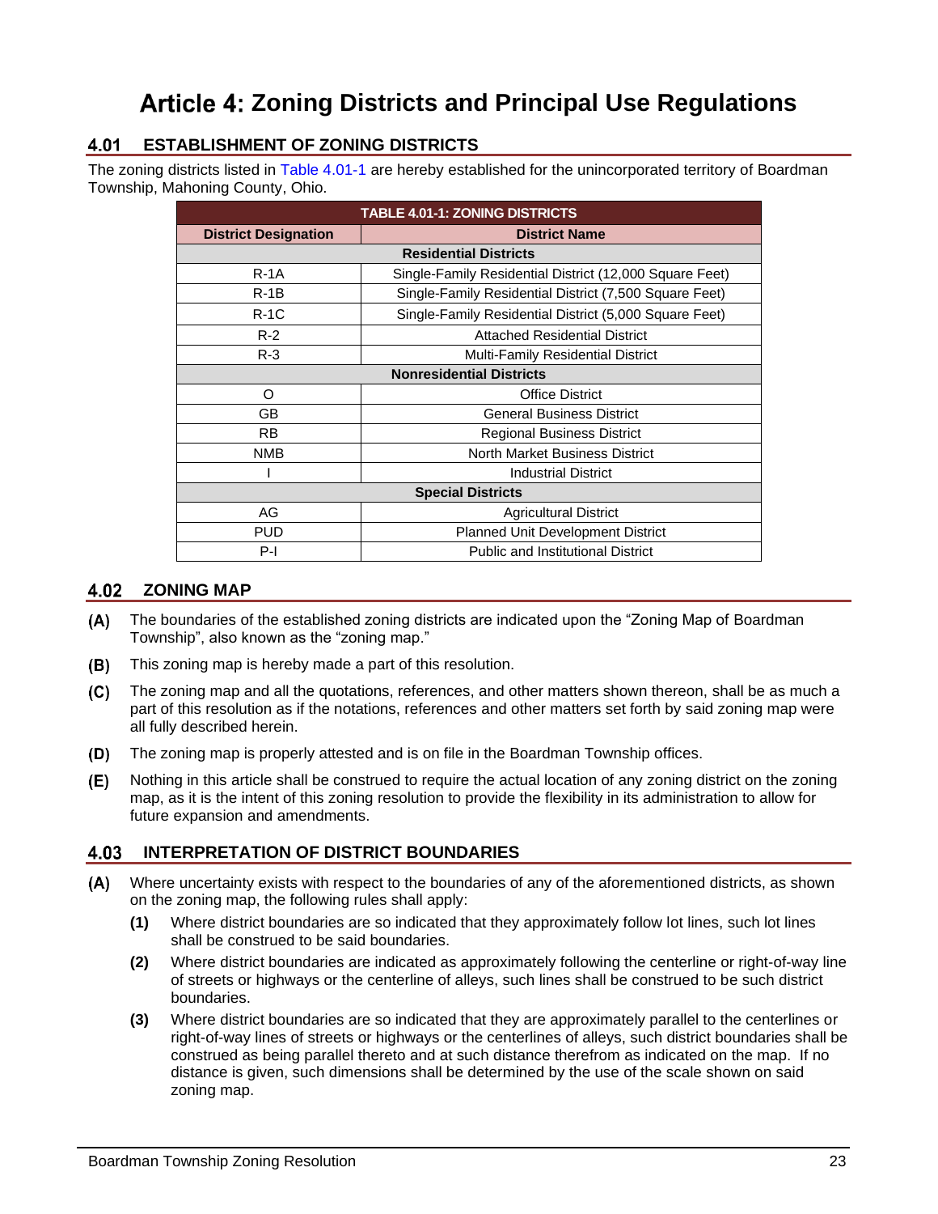# Article 4: Zoning Districts and Principal Use Regulations

## 4.01 ESTABLISHMENT OF ZONING DISTRICTS

The zoning districts listed in Table 4.01-1 are hereby established for the unincorporated territory of Boardman Township, Mahoning County, Ohio.

| TABLE 4.01-1: ZONING DISTRICTS | |
|---|---|
| **District Designation** | **District Name** |
| **Residential Districts** | |
| R-1A | Single-Family Residential District (12,000 Square Feet) |
| R-1B | Single-Family Residential District (7,500 Square Feet) |
| R-1C | Single-Family Residential District (5,000 Square Feet) |
| R-2 | Attached Residential District |
| R-3 | Multi-Family Residential District |
| **Nonresidential Districts** | |
| O | Office District |
| GB | General Business District |
| RB | Regional Business District |
| NMB | North Market Business District |
| I | Industrial District |
| **Special Districts** | |
| AG | Agricultural District |
| PUD | Planned Unit Development District |
| P-I | Public and Institutional District |

## 4.02 ZONING MAP

**(A)** The boundaries of the established zoning districts are indicated upon the "Zoning Map of Boardman Township", also known as the "zoning map."

**(B)** This zoning map is hereby made a part of this resolution.

**(C)** The zoning map and all the quotations, references, and other matters shown thereon, shall be as much a part of this resolution as if the notations, references and other matters set forth by said zoning map were all fully described herein.

**(D)** The zoning map is properly attested and is on file in the Boardman Township offices.

**(E)** Nothing in this article shall be construed to require the actual location of any zoning district on the zoning map, as it is the intent of this zoning resolution to provide the flexibility in its administration to allow for future expansion and amendments.

## 4.03 INTERPRETATION OF DISTRICT BOUNDARIES

**(A)** Where uncertainty exists with respect to the boundaries of any of the aforementioned districts, as shown on the zoning map, the following rules shall apply:

- **(1)** Where district boundaries are so indicated that they approximately follow lot lines, such lot lines shall be construed to be said boundaries.
- **(2)** Where district boundaries are indicated as approximately following the centerline or right-of-way line of streets or highways or the centerline of alleys, such lines shall be construed to be such district boundaries.
- **(3)** Where district boundaries are so indicated that they are approximately parallel to the centerlines or right-of-way lines of streets or highways or the centerlines of alleys, such district boundaries shall be construed as being parallel thereto and at such distance therefrom as indicated on the map. If no distance is given, such dimensions shall be determined by the use of the scale shown on said zoning map.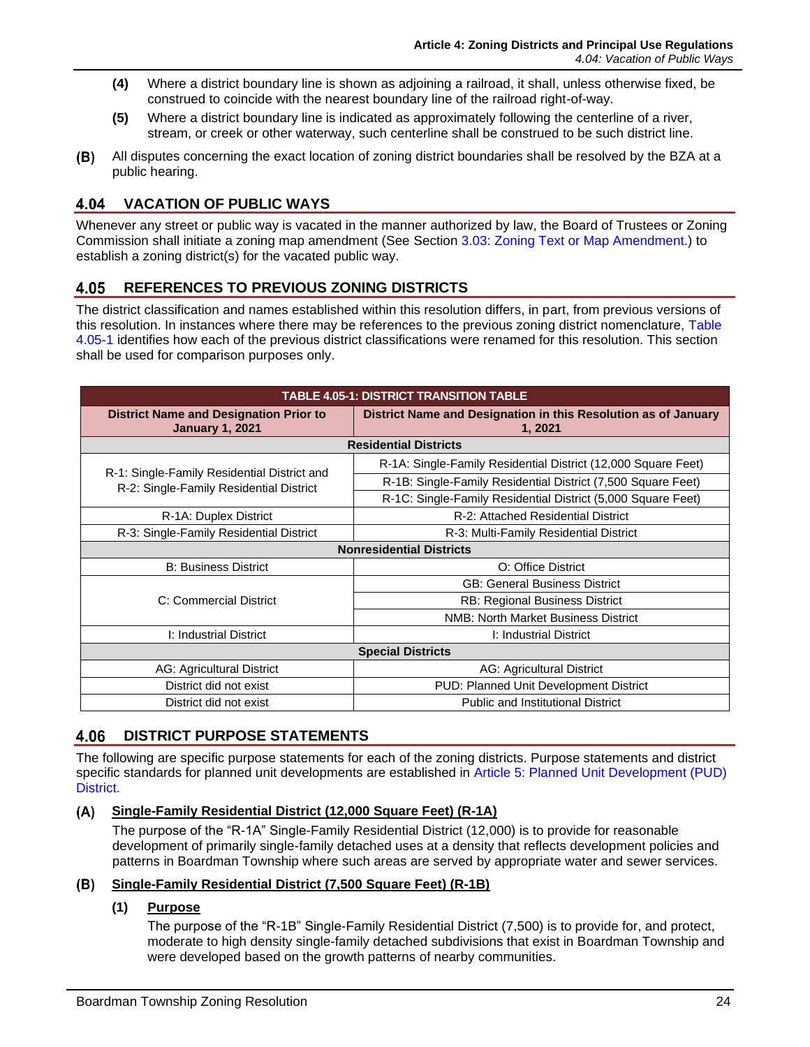(4) Where a district boundary line is shown as adjoining a railroad, it shall, unless otherwise fixed, be construed to coincide with the nearest boundary line of the railroad right-of-way.

(5) Where a district boundary line is indicated as approximately following the centerline of a river, stream, or creek or other waterway, such centerline shall be construed to be such district line.

(B) All disputes concerning the exact location of zoning district boundaries shall be resolved by the BZA at a public hearing.

## 4.04 VACATION OF PUBLIC WAYS

Whenever any street or public way is vacated in the manner authorized by law, the Board of Trustees or Zoning Commission shall initiate a zoning map amendment (See Section 3.03: Zoning Text or Map Amendment.) to establish a zoning district(s) for the vacated public way.

## 4.05 REFERENCES TO PREVIOUS ZONING DISTRICTS

The district classification and names established within this resolution differs, in part, from previous versions of this resolution. In instances where there may be references to the previous zoning district nomenclature, Table 4.05-1 identifies how each of the previous district classifications were renamed for this resolution. This section shall be used for comparison purposes only.

**TABLE 4.05-1: DISTRICT TRANSITION TABLE**

| District Name and Designation Prior to January 1, 2021 | District Name and Designation in this Resolution as of January 1, 2021 |
|---|---|
| **Residential Districts** | |
| R-1: Single-Family Residential District and R-2: Single-Family Residential District | R-1A: Single-Family Residential District (12,000 Square Feet) |
| | R-1B: Single-Family Residential District (7,500 Square Feet) |
| | R-1C: Single-Family Residential District (5,000 Square Feet) |
| R-1A: Duplex District | R-2: Attached Residential District |
| R-3: Single-Family Residential District | R-3: Multi-Family Residential District |
| **Nonresidential Districts** | |
| B: Business District | O: Office District |
| C: Commercial District | GB: General Business District |
| | RB: Regional Business District |
| | NMB: North Market Business District |
| I: Industrial District | I: Industrial District |
| **Special Districts** | |
| AG: Agricultural District | AG: Agricultural District |
| District did not exist | PUD: Planned Unit Development District |
| District did not exist | Public and Institutional District |

## 4.06 DISTRICT PURPOSE STATEMENTS

The following are specific purpose statements for each of the zoning districts. Purpose statements and district specific standards for planned unit developments are established in Article 5: Planned Unit Development (PUD) District.

### (A) Single-Family Residential District (12,000 Square Feet) (R-1A)

The purpose of the "R-1A" Single-Family Residential District (12,000) is to provide for reasonable development of primarily single-family detached uses at a density that reflects development policies and patterns in Boardman Township where such areas are served by appropriate water and sewer services.

### (B) Single-Family Residential District (7,500 Square Feet) (R-1B)

**(1) Purpose**

The purpose of the "R-1B" Single-Family Residential District (7,500) is to provide for, and protect, moderate to high density single-family detached subdivisions that exist in Boardman Township and were developed based on the growth patterns of nearby communities.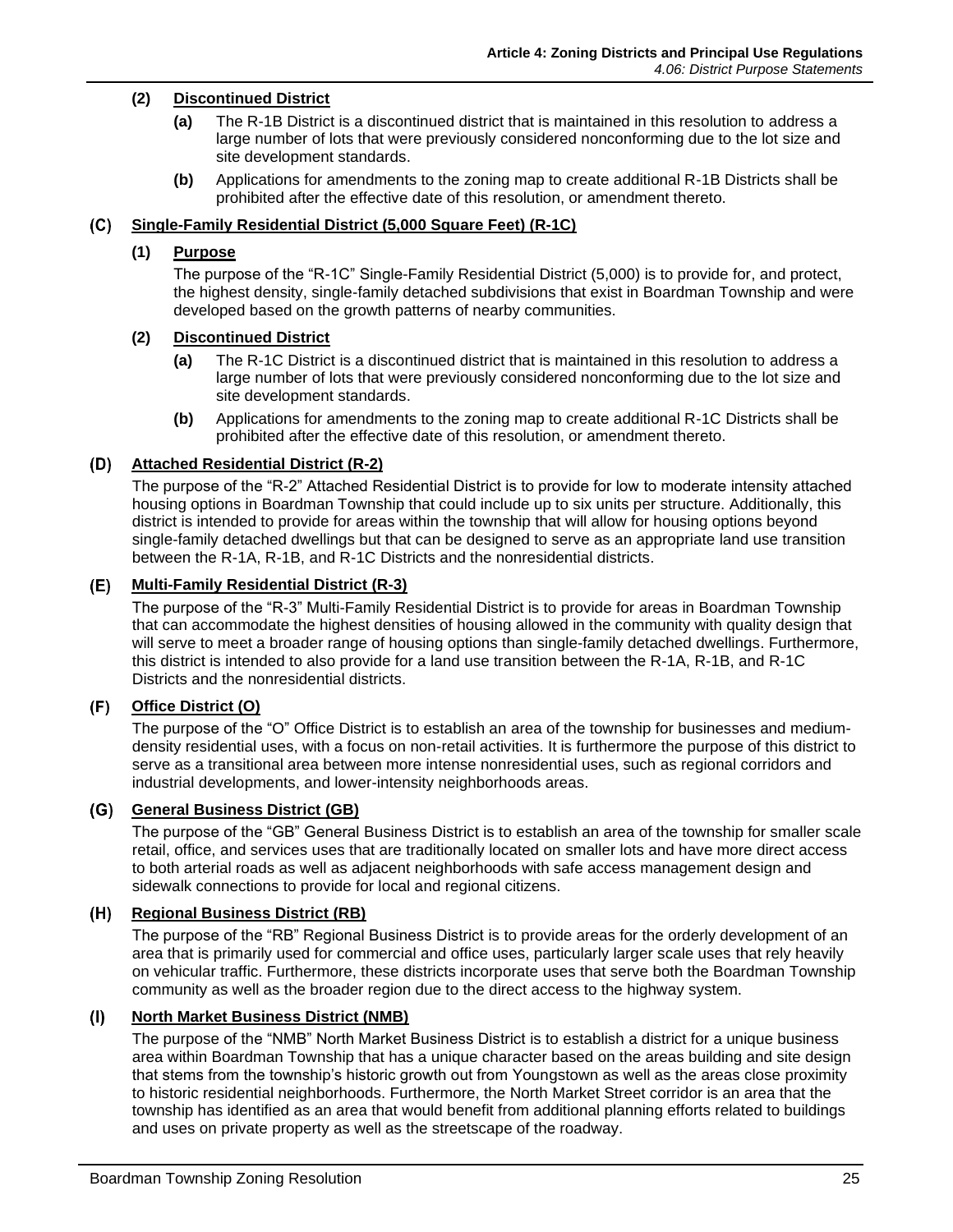**(2) Discontinued District**

**(a)** The R-1B District is a discontinued district that is maintained in this resolution to address a large number of lots that were previously considered nonconforming due to the lot size and site development standards.

**(b)** Applications for amendments to the zoning map to create additional R-1B Districts shall be prohibited after the effective date of this resolution, or amendment thereto.

### (C) Single-Family Residential District (5,000 Square Feet) (R-1C)

**(1) Purpose**

The purpose of the "R-1C" Single-Family Residential District (5,000) is to provide for, and protect, the highest density, single-family detached subdivisions that exist in Boardman Township and were developed based on the growth patterns of nearby communities.

**(2) Discontinued District**

**(a)** The R-1C District is a discontinued district that is maintained in this resolution to address a large number of lots that were previously considered nonconforming due to the lot size and site development standards.

**(b)** Applications for amendments to the zoning map to create additional R-1C Districts shall be prohibited after the effective date of this resolution, or amendment thereto.

### (D) Attached Residential District (R-2)

The purpose of the "R-2" Attached Residential District is to provide for low to moderate intensity attached housing options in Boardman Township that could include up to six units per structure. Additionally, this district is intended to provide for areas within the township that will allow for housing options beyond single-family detached dwellings but that can be designed to serve as an appropriate land use transition between the R-1A, R-1B, and R-1C Districts and the nonresidential districts.

### (E) Multi-Family Residential District (R-3)

The purpose of the "R-3" Multi-Family Residential District is to provide for areas in Boardman Township that can accommodate the highest densities of housing allowed in the community with quality design that will serve to meet a broader range of housing options than single-family detached dwellings. Furthermore, this district is intended to also provide for a land use transition between the R-1A, R-1B, and R-1C Districts and the nonresidential districts.

### (F) Office District (O)

The purpose of the "O" Office District is to establish an area of the township for businesses and medium-density residential uses, with a focus on non-retail activities. It is furthermore the purpose of this district to serve as a transitional area between more intense nonresidential uses, such as regional corridors and industrial developments, and lower-intensity neighborhoods areas.

### (G) General Business District (GB)

The purpose of the "GB" General Business District is to establish an area of the township for smaller scale retail, office, and services uses that are traditionally located on smaller lots and have more direct access to both arterial roads as well as adjacent neighborhoods with safe access management design and sidewalk connections to provide for local and regional citizens.

### (H) Regional Business District (RB)

The purpose of the "RB" Regional Business District is to provide areas for the orderly development of an area that is primarily used for commercial and office uses, particularly larger scale uses that rely heavily on vehicular traffic. Furthermore, these districts incorporate uses that serve both the Boardman Township community as well as the broader region due to the direct access to the highway system.

### (I) North Market Business District (NMB)

The purpose of the "NMB" North Market Business District is to establish a district for a unique business area within Boardman Township that has a unique character based on the areas building and site design that stems from the township's historic growth out from Youngstown as well as the areas close proximity to historic residential neighborhoods. Furthermore, the North Market Street corridor is an area that the township has identified as an area that would benefit from additional planning efforts related to buildings and uses on private property as well as the streetscape of the roadway.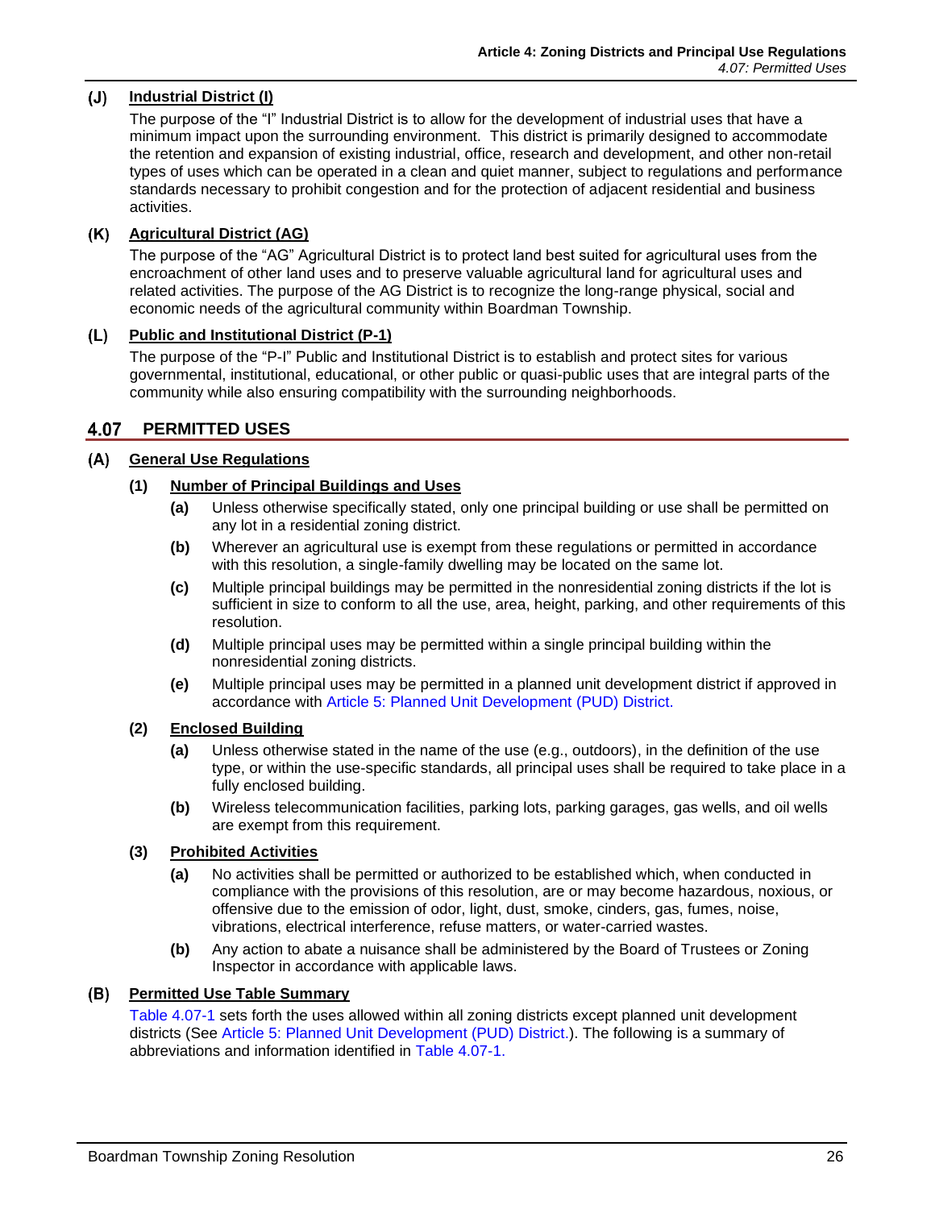### (J) Industrial District (I)

The purpose of the "I" Industrial District is to allow for the development of industrial uses that have a minimum impact upon the surrounding environment. This district is primarily designed to accommodate the retention and expansion of existing industrial, office, research and development, and other non-retail types of uses which can be operated in a clean and quiet manner, subject to regulations and performance standards necessary to prohibit congestion and for the protection of adjacent residential and business activities.

### (K) Agricultural District (AG)

The purpose of the "AG" Agricultural District is to protect land best suited for agricultural uses from the encroachment of other land uses and to preserve valuable agricultural land for agricultural uses and related activities. The purpose of the AG District is to recognize the long-range physical, social and economic needs of the agricultural community within Boardman Township.

### (L) Public and Institutional District (P-1)

The purpose of the "P-I" Public and Institutional District is to establish and protect sites for various governmental, institutional, educational, or other public or quasi-public uses that are integral parts of the community while also ensuring compatibility with the surrounding neighborhoods.

## 4.07 PERMITTED USES

### (A) General Use Regulations

#### (1) Number of Principal Buildings and Uses

**(a)** Unless otherwise specifically stated, only one principal building or use shall be permitted on any lot in a residential zoning district.

**(b)** Wherever an agricultural use is exempt from these regulations or permitted in accordance with this resolution, a single-family dwelling may be located on the same lot.

**(c)** Multiple principal buildings may be permitted in the nonresidential zoning districts if the lot is sufficient in size to conform to all the use, area, height, parking, and other requirements of this resolution.

**(d)** Multiple principal uses may be permitted within a single principal building within the nonresidential zoning districts.

**(e)** Multiple principal uses may be permitted in a planned unit development district if approved in accordance with Article 5: Planned Unit Development (PUD) District.

#### (2) Enclosed Building

**(a)** Unless otherwise stated in the name of the use (e.g., outdoors), in the definition of the use type, or within the use-specific standards, all principal uses shall be required to take place in a fully enclosed building.

**(b)** Wireless telecommunication facilities, parking lots, parking garages, gas wells, and oil wells are exempt from this requirement.

#### (3) Prohibited Activities

**(a)** No activities shall be permitted or authorized to be established which, when conducted in compliance with the provisions of this resolution, are or may become hazardous, noxious, or offensive due to the emission of odor, light, dust, smoke, cinders, gas, fumes, noise, vibrations, electrical interference, refuse matters, or water-carried wastes.

**(b)** Any action to abate a nuisance shall be administered by the Board of Trustees or Zoning Inspector in accordance with applicable laws.

### (B) Permitted Use Table Summary

Table 4.07-1 sets forth the uses allowed within all zoning districts except planned unit development districts (See Article 5: Planned Unit Development (PUD) District.). The following is a summary of abbreviations and information identified in Table 4.07-1.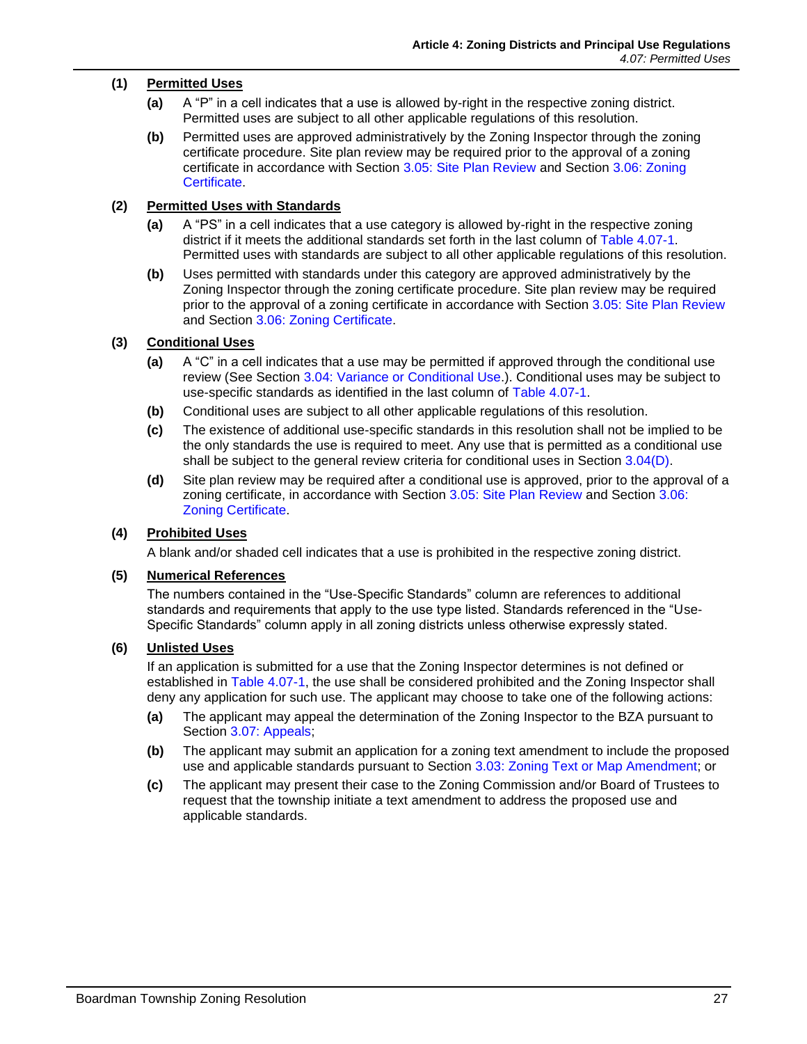**(1) Permitted Uses**

**(a)** A "P" in a cell indicates that a use is allowed by-right in the respective zoning district. Permitted uses are subject to all other applicable regulations of this resolution.

**(b)** Permitted uses are approved administratively by the Zoning Inspector through the zoning certificate procedure. Site plan review may be required prior to the approval of a zoning certificate in accordance with Section 3.05: Site Plan Review and Section 3.06: Zoning Certificate.

**(2) Permitted Uses with Standards**

**(a)** A "PS" in a cell indicates that a use category is allowed by-right in the respective zoning district if it meets the additional standards set forth in the last column of Table 4.07-1. Permitted uses with standards are subject to all other applicable regulations of this resolution.

**(b)** Uses permitted with standards under this category are approved administratively by the Zoning Inspector through the zoning certificate procedure. Site plan review may be required prior to the approval of a zoning certificate in accordance with Section 3.05: Site Plan Review and Section 3.06: Zoning Certificate.

**(3) Conditional Uses**

**(a)** A "C" in a cell indicates that a use may be permitted if approved through the conditional use review (See Section 3.04: Variance or Conditional Use.). Conditional uses may be subject to use-specific standards as identified in the last column of Table 4.07-1.

**(b)** Conditional uses are subject to all other applicable regulations of this resolution.

**(c)** The existence of additional use-specific standards in this resolution shall not be implied to be the only standards the use is required to meet. Any use that is permitted as a conditional use shall be subject to the general review criteria for conditional uses in Section 3.04(D).

**(d)** Site plan review may be required after a conditional use is approved, prior to the approval of a zoning certificate, in accordance with Section 3.05: Site Plan Review and Section 3.06: Zoning Certificate.

**(4) Prohibited Uses**

A blank and/or shaded cell indicates that a use is prohibited in the respective zoning district.

**(5) Numerical References**

The numbers contained in the "Use-Specific Standards" column are references to additional standards and requirements that apply to the use type listed. Standards referenced in the "Use-Specific Standards" column apply in all zoning districts unless otherwise expressly stated.

**(6) Unlisted Uses**

If an application is submitted for a use that the Zoning Inspector determines is not defined or established in Table 4.07-1, the use shall be considered prohibited and the Zoning Inspector shall deny any application for such use. The applicant may choose to take one of the following actions:

**(a)** The applicant may appeal the determination of the Zoning Inspector to the BZA pursuant to Section 3.07: Appeals;

**(b)** The applicant may submit an application for a zoning text amendment to include the proposed use and applicable standards pursuant to Section 3.03: Zoning Text or Map Amendment; or

**(c)** The applicant may present their case to the Zoning Commission and/or Board of Trustees to request that the township initiate a text amendment to address the proposed use and applicable standards.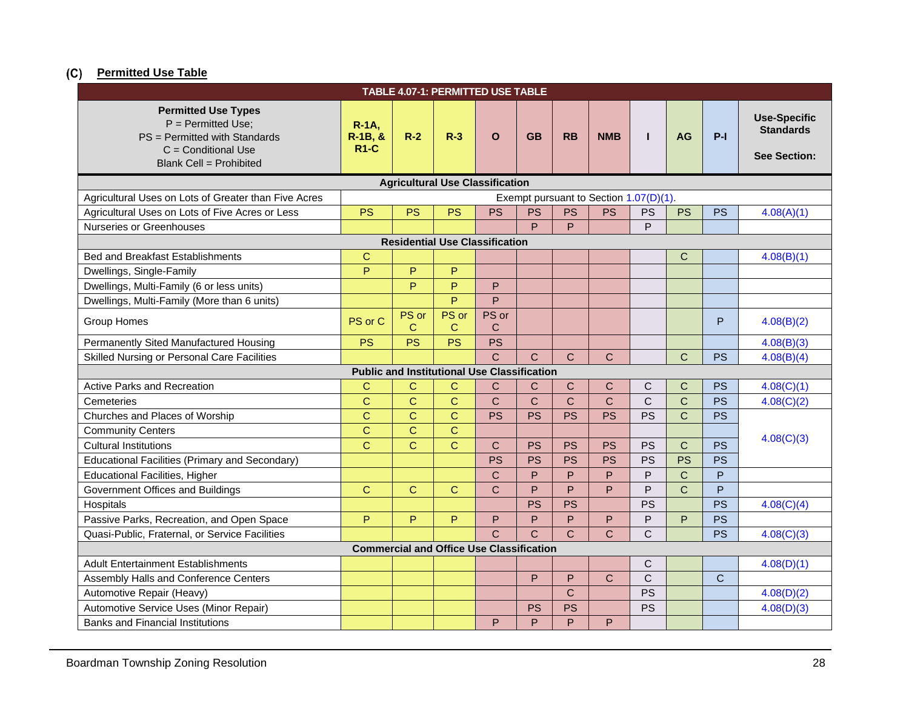### (C) Permitted Use Table

| TABLE 4.07-1: PERMITTED USE TABLE | | | | | | | | | | | |
|---|---|---|---|---|---|---|---|---|---|---|---|
| **Permitted Use Types**<br>P = Permitted Use;<br>PS = Permitted with Standards<br>C = Conditional Use<br>Blank Cell = Prohibited | **R-1A, R-1B, & R1-C** | **R-2** | **R-3** | **O** | **GB** | **RB** | **NMB** | **I** | **AG** | **P-I** | **Use-Specific Standards**<br><br>**See Section:** |
| **Agricultural Use Classification** | | | | | | | | | | | |
| Agricultural Uses on Lots of Greater than Five Acres | Exempt pursuant to Section 1.07(D)(1). | | | | | | | | | | |
| Agricultural Uses on Lots of Five Acres or Less | PS | PS | PS | PS | PS | PS | PS | PS | PS | PS | 4.08(A)(1) |
| Nurseries or Greenhouses | | | | | P | P | | P | | | |
| **Residential Use Classification** | | | | | | | | | | | |
| Bed and Breakfast Establishments | C | | | | | | | | C | | 4.08(B)(1) |
| Dwellings, Single-Family | P | P | P | | | | | | | | |
| Dwellings, Multi-Family (6 or less units) | | P | P | P | | | | | | | |
| Dwellings, Multi-Family (More than 6 units) | | | P | P | | | | | | | |
| Group Homes | PS or C | PS or C | PS or C | PS or C | | | | | | P | 4.08(B)(2) |
| Permanently Sited Manufactured Housing | PS | PS | PS | PS | | | | | | | 4.08(B)(3) |
| Skilled Nursing or Personal Care Facilities | | | | C | C | C | C | | C | PS | 4.08(B)(4) |
| **Public and Institutional Use Classification** | | | | | | | | | | | |
| Active Parks and Recreation | C | C | C | C | C | C | C | C | C | PS | 4.08(C)(1) |
| Cemeteries | C | C | C | C | C | C | C | C | C | PS | 4.08(C)(2) |
| Churches and Places of Worship | C | C | C | PS | PS | PS | PS | PS | C | PS | 4.08(C)(3) |
| Community Centers | C | C | C | | | | | | | | 4.08(C)(3) |
| Cultural Institutions | C | C | C | C | PS | PS | PS | PS | C | PS | 4.08(C)(3) |
| Educational Facilities (Primary and Secondary) | | | | PS | PS | PS | PS | PS | PS | PS | 4.08(C)(3) |
| Educational Facilities, Higher | | | | C | P | P | P | P | C | P | |
| Government Offices and Buildings | C | C | C | C | P | P | P | P | C | P | |
| Hospitals | | | | | PS | PS | | PS | | PS | 4.08(C)(4) |
| Passive Parks, Recreation, and Open Space | P | P | P | P | P | P | P | P | P | PS | |
| Quasi-Public, Fraternal, or Service Facilities | | | | C | C | C | C | C | | PS | 4.08(C)(3) |
| **Commercial and Office Use Classification** | | | | | | | | | | | |
| Adult Entertainment Establishments | | | | | | | | C | | | 4.08(D)(1) |
| Assembly Halls and Conference Centers | | | | | P | P | C | C | | C | |
| Automotive Repair (Heavy) | | | | | | C | | PS | | | 4.08(D)(2) |
| Automotive Service Uses (Minor Repair) | | | | | PS | PS | | PS | | | 4.08(D)(3) |
| Banks and Financial Institutions | | | | P | P | P | P | | | | |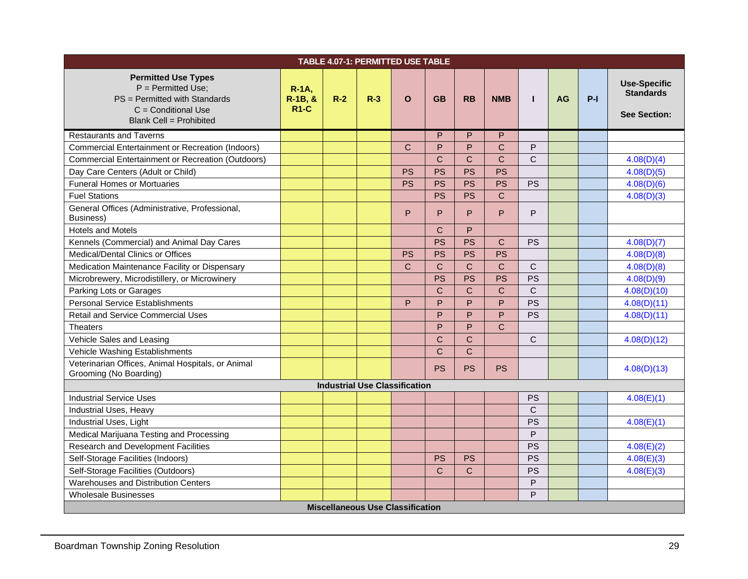| TABLE 4.07-1: PERMITTED USE TABLE | | | | | | | | | | | |
|---|---|---|---|---|---|---|---|---|---|---|---|
| **Permitted Use Types** P = Permitted Use; PS = Permitted with Standards C = Conditional Use Blank Cell = Prohibited | **R-1A, R-1B, & R1-C** | **R-2** | **R-3** | **O** | **GB** | **RB** | **NMB** | **I** | **AG** | **P-I** | **Use-Specific Standards See Section:** |
| Restaurants and Taverns | | | | | P | P | P | | | | |
| Commercial Entertainment or Recreation (Indoors) | | | | C | P | P | C | P | | | |
| Commercial Entertainment or Recreation (Outdoors) | | | | | C | C | C | C | | | 4.08(D)(4) |
| Day Care Centers (Adult or Child) | | | | PS | PS | PS | PS | | | | 4.08(D)(5) |
| Funeral Homes or Mortuaries | | | | PS | PS | PS | PS | PS | | | 4.08(D)(6) |
| Fuel Stations | | | | | PS | PS | C | | | | 4.08(D)(3) |
| General Offices (Administrative, Professional, Business) | | | | P | P | P | P | P | | | |
| Hotels and Motels | | | | | C | P | | | | | |
| Kennels (Commercial) and Animal Day Cares | | | | | PS | PS | C | PS | | | 4.08(D)(7) |
| Medical/Dental Clinics or Offices | | | | PS | PS | PS | PS | | | | 4.08(D)(8) |
| Medication Maintenance Facility or Dispensary | | | | C | C | C | C | C | | | 4.08(D)(8) |
| Microbrewery, Microdistillery, or Microwinery | | | | | PS | PS | PS | PS | | | 4.08(D)(9) |
| Parking Lots or Garages | | | | | C | C | C | C | | | 4.08(D)(10) |
| Personal Service Establishments | | | | P | P | P | P | PS | | | 4.08(D)(11) |
| Retail and Service Commercial Uses | | | | | P | P | P | PS | | | 4.08(D)(11) |
| Theaters | | | | | P | P | C | | | | |
| Vehicle Sales and Leasing | | | | | C | C | | C | | | 4.08(D)(12) |
| Vehicle Washing Establishments | | | | | C | C | | | | | |
| Veterinarian Offices, Animal Hospitals, or Animal Grooming (No Boarding) | | | | | PS | PS | PS | | | | 4.08(D)(13) |
| **Industrial Use Classification** | | | | | | | | | | | |
| Industrial Service Uses | | | | | | | | PS | | | 4.08(E)(1) |
| Industrial Uses, Heavy | | | | | | | | C | | | |
| Industrial Uses, Light | | | | | | | | PS | | | 4.08(E)(1) |
| Medical Marijuana Testing and Processing | | | | | | | | P | | | |
| Research and Development Facilities | | | | | | | | PS | | | 4.08(E)(2) |
| Self-Storage Facilities (Indoors) | | | | | PS | PS | | PS | | | 4.08(E)(3) |
| Self-Storage Facilities (Outdoors) | | | | | C | C | | PS | | | 4.08(E)(3) |
| Warehouses and Distribution Centers | | | | | | | | P | | | |
| Wholesale Businesses | | | | | | | | P | | | |
| **Miscellaneous Use Classification** | | | | | | | | | | | |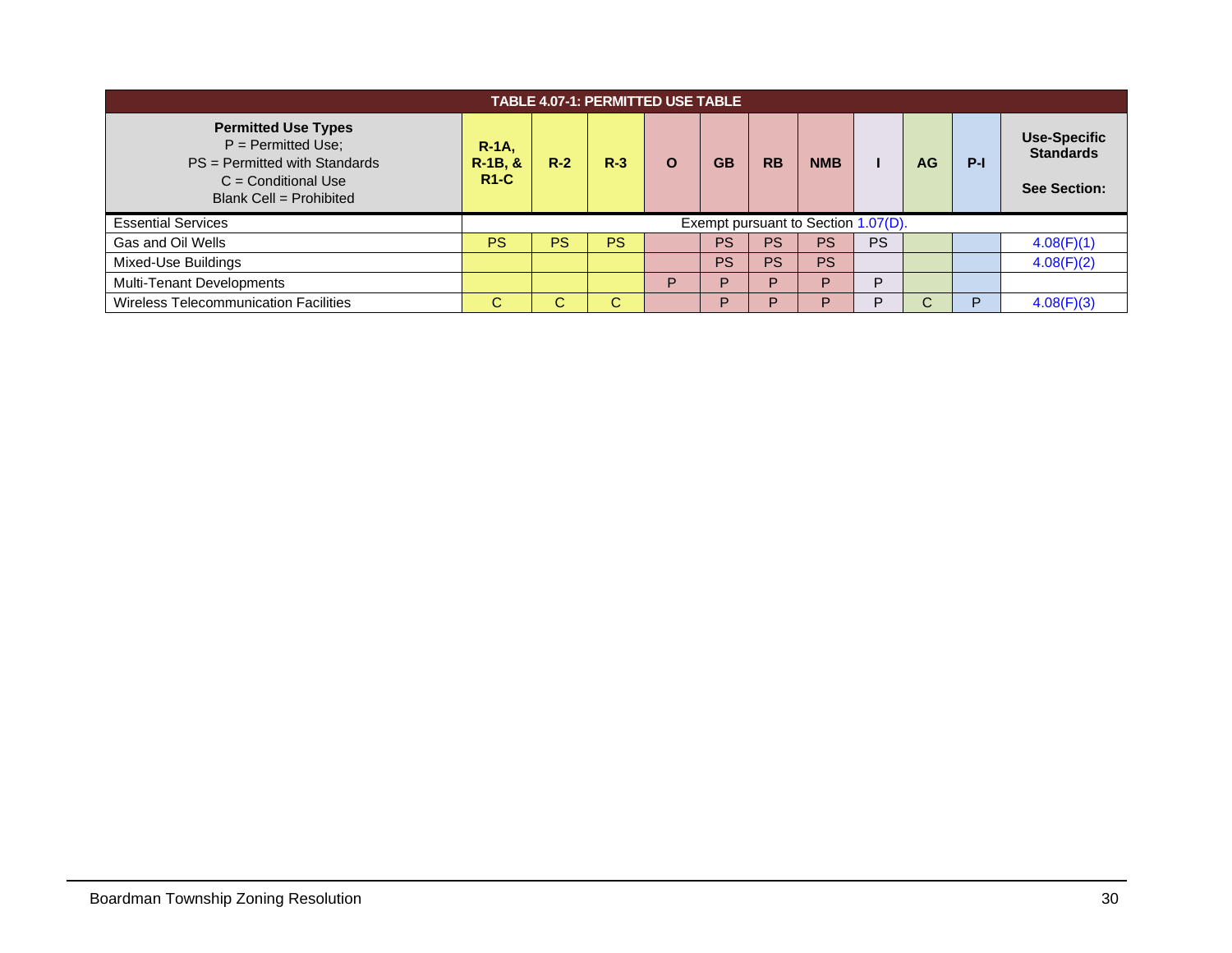| TABLE 4.07-1: PERMITTED USE TABLE | | | | | | | | | | | |
|---|---|---|---|---|---|---|---|---|---|---|---|
| **Permitted Use Types**<br>P = Permitted Use;<br>PS = Permitted with Standards<br>C = Conditional Use<br>Blank Cell = Prohibited | **R-1A, R-1B, & R1-C** | **R-2** | **R-3** | **O** | **GB** | **RB** | **NMB** | **I** | **AG** | **P-I** | **Use-Specific Standards**<br><br>**See Section:** |
| Essential Services | Exempt pursuant to Section 1.07(D). | | | | | | | | | | |
| Gas and Oil Wells | PS | PS | PS | | PS | PS | PS | PS | | | 4.08(F)(1) |
| Mixed-Use Buildings | | | | | PS | PS | PS | | | | 4.08(F)(2) |
| Multi-Tenant Developments | | | | P | P | P | P | P | | | |
| Wireless Telecommunication Facilities | C | C | C | | P | P | P | P | C | P | 4.08(F)(3) |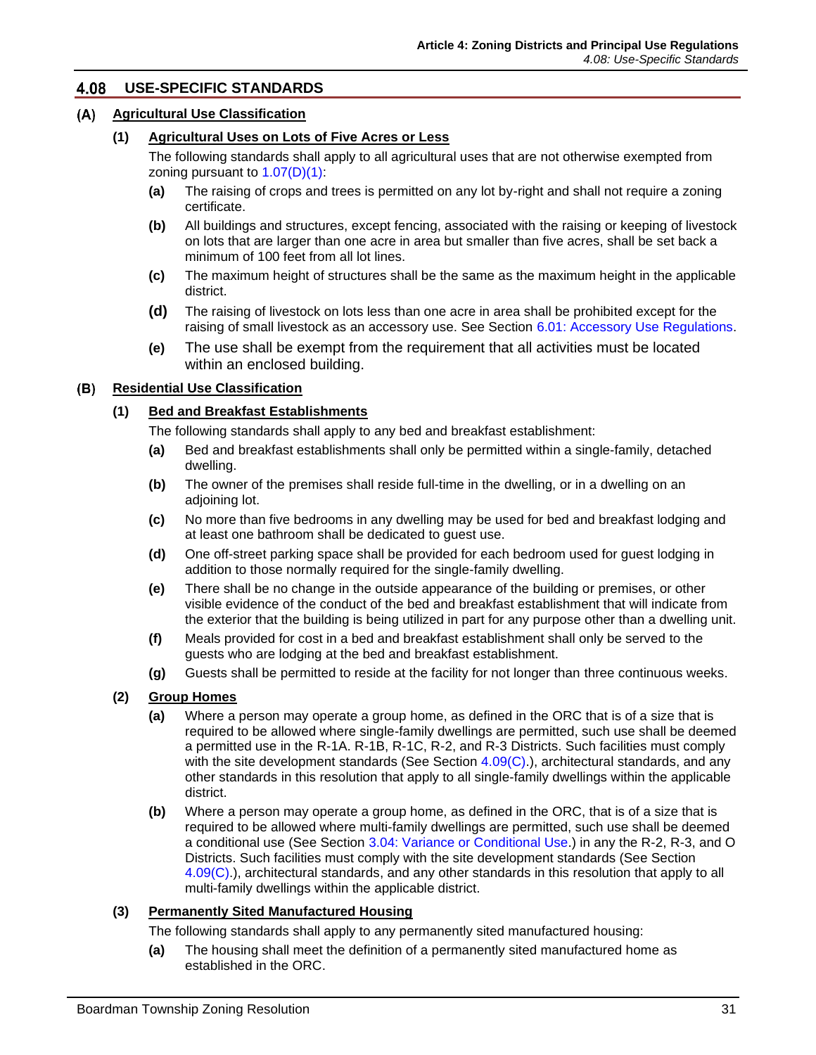## 4.08 USE-SPECIFIC STANDARDS

### (A) Agricultural Use Classification

#### (1) Agricultural Uses on Lots of Five Acres or Less

The following standards shall apply to all agricultural uses that are not otherwise exempted from zoning pursuant to 1.07(D)(1):

- **(a)** The raising of crops and trees is permitted on any lot by-right and shall not require a zoning certificate.
- **(b)** All buildings and structures, except fencing, associated with the raising or keeping of livestock on lots that are larger than one acre in area but smaller than five acres, shall be set back a minimum of 100 feet from all lot lines.
- **(c)** The maximum height of structures shall be the same as the maximum height in the applicable district.
- **(d)** The raising of livestock on lots less than one acre in area shall be prohibited except for the raising of small livestock as an accessory use. See Section 6.01: Accessory Use Regulations.
- **(e)** The use shall be exempt from the requirement that all activities must be located within an enclosed building.

### (B) Residential Use Classification

#### (1) Bed and Breakfast Establishments

The following standards shall apply to any bed and breakfast establishment:

- **(a)** Bed and breakfast establishments shall only be permitted within a single-family, detached dwelling.
- **(b)** The owner of the premises shall reside full-time in the dwelling, or in a dwelling on an adjoining lot.
- **(c)** No more than five bedrooms in any dwelling may be used for bed and breakfast lodging and at least one bathroom shall be dedicated to guest use.
- **(d)** One off-street parking space shall be provided for each bedroom used for guest lodging in addition to those normally required for the single-family dwelling.
- **(e)** There shall be no change in the outside appearance of the building or premises, or other visible evidence of the conduct of the bed and breakfast establishment that will indicate from the exterior that the building is being utilized in part for any purpose other than a dwelling unit.
- **(f)** Meals provided for cost in a bed and breakfast establishment shall only be served to the guests who are lodging at the bed and breakfast establishment.
- **(g)** Guests shall be permitted to reside at the facility for not longer than three continuous weeks.

#### (2) Group Homes

- **(a)** Where a person may operate a group home, as defined in the ORC that is of a size that is required to be allowed where single-family dwellings are permitted, such use shall be deemed a permitted use in the R-1A. R-1B, R-1C, R-2, and R-3 Districts. Such facilities must comply with the site development standards (See Section 4.09(C).), architectural standards, and any other standards in this resolution that apply to all single-family dwellings within the applicable district.
- **(b)** Where a person may operate a group home, as defined in the ORC, that is of a size that is required to be allowed where multi-family dwellings are permitted, such use shall be deemed a conditional use (See Section 3.04: Variance or Conditional Use.) in any the R-2, R-3, and O Districts. Such facilities must comply with the site development standards (See Section 4.09(C).), architectural standards, and any other standards in this resolution that apply to all multi-family dwellings within the applicable district.

#### (3) Permanently Sited Manufactured Housing

The following standards shall apply to any permanently sited manufactured housing:

- **(a)** The housing shall meet the definition of a permanently sited manufactured home as established in the ORC.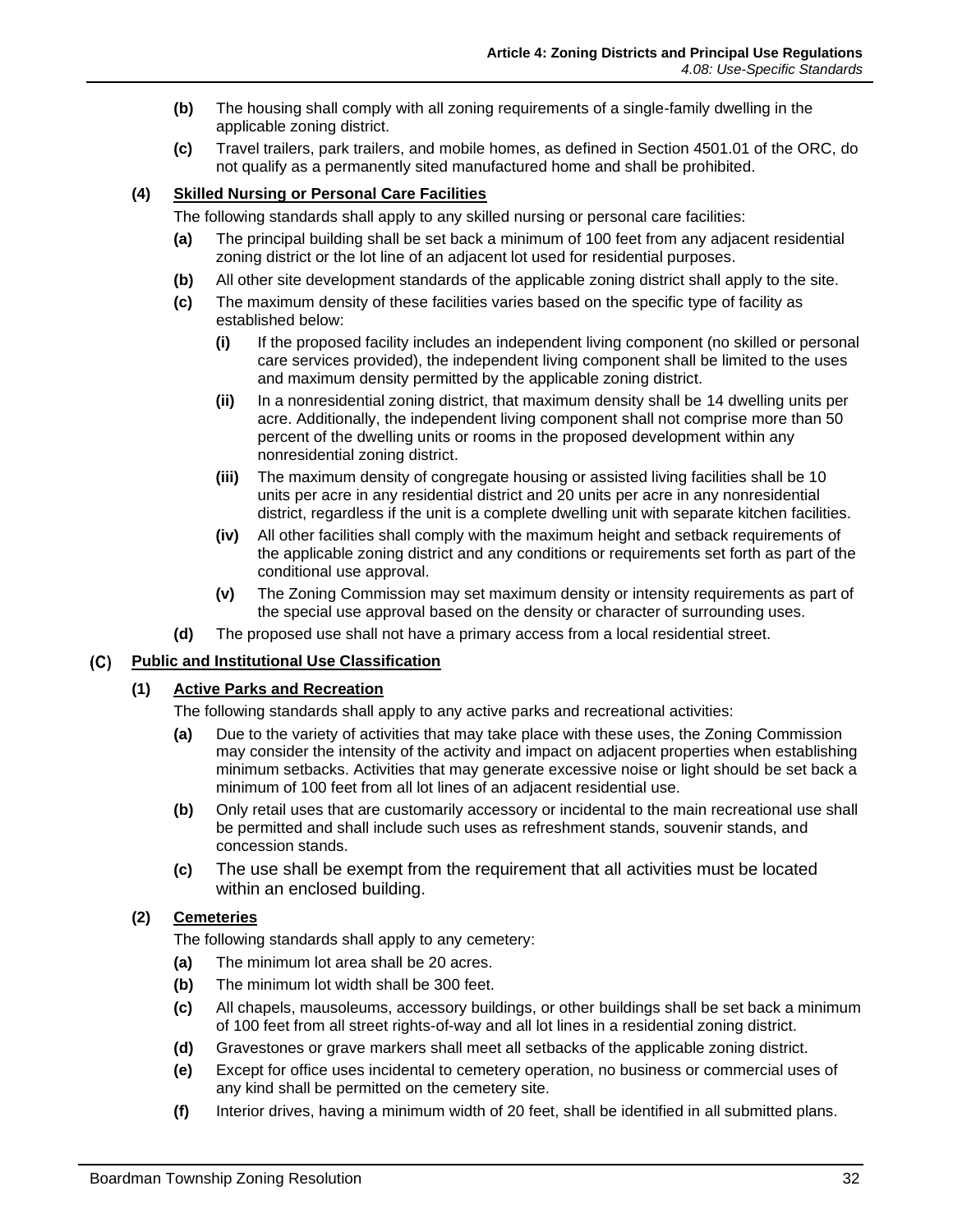**(b)** The housing shall comply with all zoning requirements of a single-family dwelling in the applicable zoning district.

**(c)** Travel trailers, park trailers, and mobile homes, as defined in Section 4501.01 of the ORC, do not qualify as a permanently sited manufactured home and shall be prohibited.

### (4) Skilled Nursing or Personal Care Facilities

The following standards shall apply to any skilled nursing or personal care facilities:

**(a)** The principal building shall be set back a minimum of 100 feet from any adjacent residential zoning district or the lot line of an adjacent lot used for residential purposes.

**(b)** All other site development standards of the applicable zoning district shall apply to the site.

**(c)** The maximum density of these facilities varies based on the specific type of facility as established below:

- **(i)** If the proposed facility includes an independent living component (no skilled or personal care services provided), the independent living component shall be limited to the uses and maximum density permitted by the applicable zoning district.
- **(ii)** In a nonresidential zoning district, that maximum density shall be 14 dwelling units per acre. Additionally, the independent living component shall not comprise more than 50 percent of the dwelling units or rooms in the proposed development within any nonresidential zoning district.
- **(iii)** The maximum density of congregate housing or assisted living facilities shall be 10 units per acre in any residential district and 20 units per acre in any nonresidential district, regardless if the unit is a complete dwelling unit with separate kitchen facilities.
- **(iv)** All other facilities shall comply with the maximum height and setback requirements of the applicable zoning district and any conditions or requirements set forth as part of the conditional use approval.
- **(v)** The Zoning Commission may set maximum density or intensity requirements as part of the special use approval based on the density or character of surrounding uses.

**(d)** The proposed use shall not have a primary access from a local residential street.

## (C) Public and Institutional Use Classification

### (1) Active Parks and Recreation

The following standards shall apply to any active parks and recreational activities:

**(a)** Due to the variety of activities that may take place with these uses, the Zoning Commission may consider the intensity of the activity and impact on adjacent properties when establishing minimum setbacks. Activities that may generate excessive noise or light should be set back a minimum of 100 feet from all lot lines of an adjacent residential use.

**(b)** Only retail uses that are customarily accessory or incidental to the main recreational use shall be permitted and shall include such uses as refreshment stands, souvenir stands, and concession stands.

**(c)** The use shall be exempt from the requirement that all activities must be located within an enclosed building.

### (2) Cemeteries

The following standards shall apply to any cemetery:

**(a)** The minimum lot area shall be 20 acres.

**(b)** The minimum lot width shall be 300 feet.

**(c)** All chapels, mausoleums, accessory buildings, or other buildings shall be set back a minimum of 100 feet from all street rights-of-way and all lot lines in a residential zoning district.

**(d)** Gravestones or grave markers shall meet all setbacks of the applicable zoning district.

**(e)** Except for office uses incidental to cemetery operation, no business or commercial uses of any kind shall be permitted on the cemetery site.

**(f)** Interior drives, having a minimum width of 20 feet, shall be identified in all submitted plans.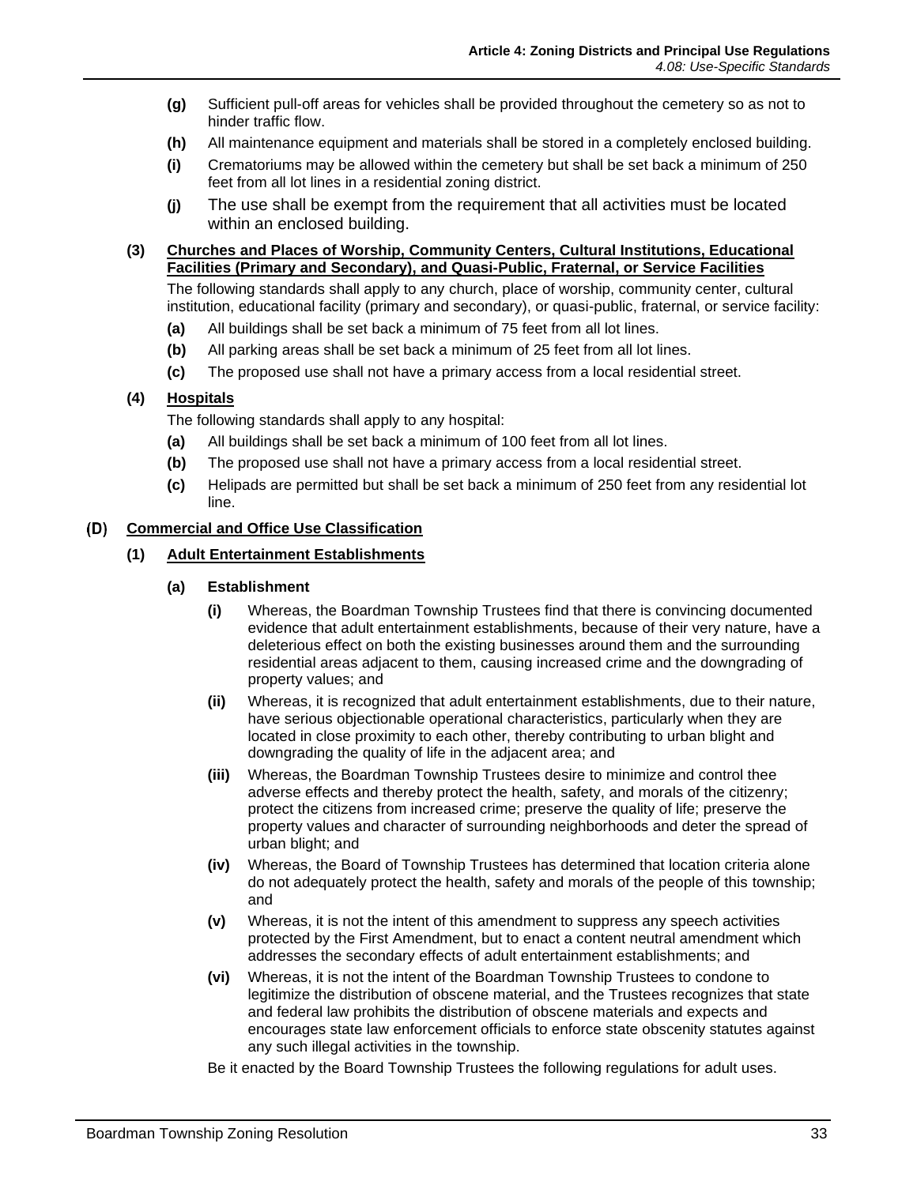**(g)** Sufficient pull-off areas for vehicles shall be provided throughout the cemetery so as not to hinder traffic flow.

**(h)** All maintenance equipment and materials shall be stored in a completely enclosed building.

**(i)** Crematoriums may be allowed within the cemetery but shall be set back a minimum of 250 feet from all lot lines in a residential zoning district.

**(j)** The use shall be exempt from the requirement that all activities must be located within an enclosed building.

**(3) Churches and Places of Worship, Community Centers, Cultural Institutions, Educational Facilities (Primary and Secondary), and Quasi-Public, Fraternal, or Service Facilities**

The following standards shall apply to any church, place of worship, community center, cultural institution, educational facility (primary and secondary), or quasi-public, fraternal, or service facility:

**(a)** All buildings shall be set back a minimum of 75 feet from all lot lines.

**(b)** All parking areas shall be set back a minimum of 25 feet from all lot lines.

**(c)** The proposed use shall not have a primary access from a local residential street.

**(4) Hospitals**

The following standards shall apply to any hospital:

**(a)** All buildings shall be set back a minimum of 100 feet from all lot lines.

**(b)** The proposed use shall not have a primary access from a local residential street.

**(c)** Helipads are permitted but shall be set back a minimum of 250 feet from any residential lot line.

## (D) Commercial and Office Use Classification

### (1) Adult Entertainment Establishments

**(a) Establishment**

**(i)** Whereas, the Boardman Township Trustees find that there is convincing documented evidence that adult entertainment establishments, because of their very nature, have a deleterious effect on both the existing businesses around them and the surrounding residential areas adjacent to them, causing increased crime and the downgrading of property values; and

**(ii)** Whereas, it is recognized that adult entertainment establishments, due to their nature, have serious objectionable operational characteristics, particularly when they are located in close proximity to each other, thereby contributing to urban blight and downgrading the quality of life in the adjacent area; and

**(iii)** Whereas, the Boardman Township Trustees desire to minimize and control thee adverse effects and thereby protect the health, safety, and morals of the citizenry; protect the citizens from increased crime; preserve the quality of life; preserve the property values and character of surrounding neighborhoods and deter the spread of urban blight; and

**(iv)** Whereas, the Board of Township Trustees has determined that location criteria alone do not adequately protect the health, safety and morals of the people of this township; and

**(v)** Whereas, it is not the intent of this amendment to suppress any speech activities protected by the First Amendment, but to enact a content neutral amendment which addresses the secondary effects of adult entertainment establishments; and

**(vi)** Whereas, it is not the intent of the Boardman Township Trustees to condone to legitimize the distribution of obscene material, and the Trustees recognizes that state and federal law prohibits the distribution of obscene materials and expects and encourages state law enforcement officials to enforce state obscenity statutes against any such illegal activities in the township.

Be it enacted by the Board Township Trustees the following regulations for adult uses.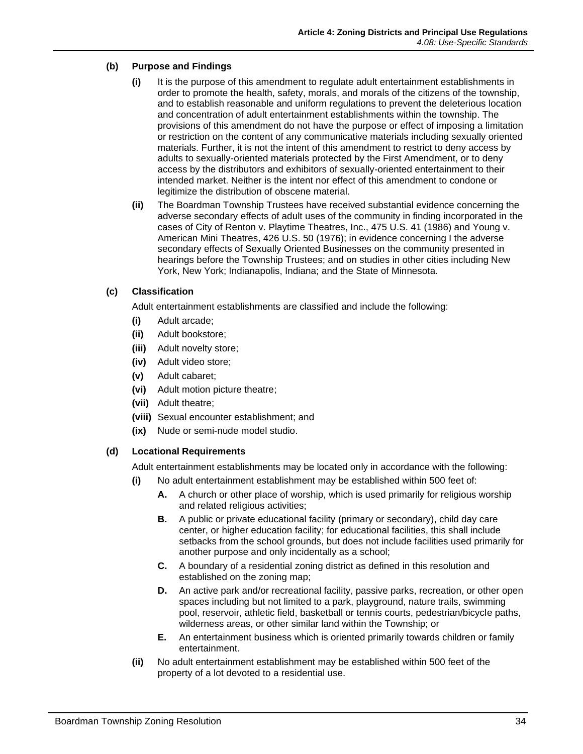**(b) Purpose and Findings**

**(i)** It is the purpose of this amendment to regulate adult entertainment establishments in order to promote the health, safety, morals, and morals of the citizens of the township, and to establish reasonable and uniform regulations to prevent the deleterious location and concentration of adult entertainment establishments within the township. The provisions of this amendment do not have the purpose or effect of imposing a limitation or restriction on the content of any communicative materials including sexually oriented materials. Further, it is not the intent of this amendment to restrict to deny access by adults to sexually-oriented materials protected by the First Amendment, or to deny access by the distributors and exhibitors of sexually-oriented entertainment to their intended market. Neither is the intent nor effect of this amendment to condone or legitimize the distribution of obscene material.

**(ii)** The Boardman Township Trustees have received substantial evidence concerning the adverse secondary effects of adult uses of the community in finding incorporated in the cases of City of Renton v. Playtime Theatres, Inc., 475 U.S. 41 (1986) and Young v. American Mini Theatres, 426 U.S. 50 (1976); in evidence concerning I the adverse secondary effects of Sexually Oriented Businesses on the community presented in hearings before the Township Trustees; and on studies in other cities including New York, New York; Indianapolis, Indiana; and the State of Minnesota.

**(c) Classification**

Adult entertainment establishments are classified and include the following:

**(i)** Adult arcade;

**(ii)** Adult bookstore;

**(iii)** Adult novelty store;

**(iv)** Adult video store;

**(v)** Adult cabaret;

**(vi)** Adult motion picture theatre;

**(vii)** Adult theatre;

**(viii)** Sexual encounter establishment; and

**(ix)** Nude or semi-nude model studio.

**(d) Locational Requirements**

Adult entertainment establishments may be located only in accordance with the following:

**(i)** No adult entertainment establishment may be established within 500 feet of:

- **A.** A church or other place of worship, which is used primarily for religious worship and related religious activities;
- **B.** A public or private educational facility (primary or secondary), child day care center, or higher education facility; for educational facilities, this shall include setbacks from the school grounds, but does not include facilities used primarily for another purpose and only incidentally as a school;
- **C.** A boundary of a residential zoning district as defined in this resolution and established on the zoning map;
- **D.** An active park and/or recreational facility, passive parks, recreation, or other open spaces including but not limited to a park, playground, nature trails, swimming pool, reservoir, athletic field, basketball or tennis courts, pedestrian/bicycle paths, wilderness areas, or other similar land within the Township; or
- **E.** An entertainment business which is oriented primarily towards children or family entertainment.

**(ii)** No adult entertainment establishment may be established within 500 feet of the property of a lot devoted to a residential use.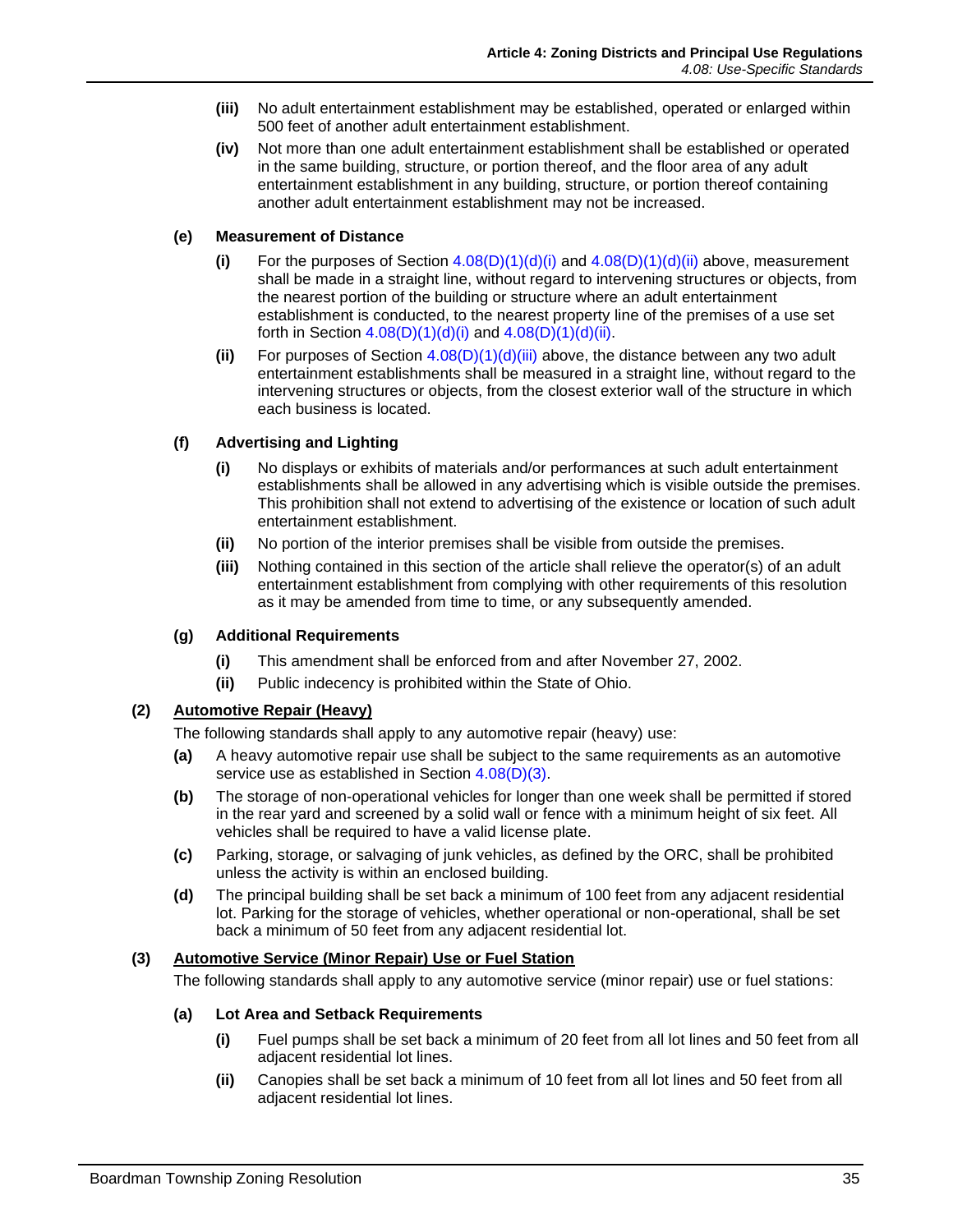**(iii)** No adult entertainment establishment may be established, operated or enlarged within 500 feet of another adult entertainment establishment.

**(iv)** Not more than one adult entertainment establishment shall be established or operated in the same building, structure, or portion thereof, and the floor area of any adult entertainment establishment in any building, structure, or portion thereof containing another adult entertainment establishment may not be increased.

**(e) Measurement of Distance**

**(i)** For the purposes of Section 4.08(D)(1)(d)(i) and 4.08(D)(1)(d)(ii) above, measurement shall be made in a straight line, without regard to intervening structures or objects, from the nearest portion of the building or structure where an adult entertainment establishment is conducted, to the nearest property line of the premises of a use set forth in Section 4.08(D)(1)(d)(i) and 4.08(D)(1)(d)(ii).

**(ii)** For purposes of Section 4.08(D)(1)(d)(iii) above, the distance between any two adult entertainment establishments shall be measured in a straight line, without regard to the intervening structures or objects, from the closest exterior wall of the structure in which each business is located.

**(f) Advertising and Lighting**

**(i)** No displays or exhibits of materials and/or performances at such adult entertainment establishments shall be allowed in any advertising which is visible outside the premises. This prohibition shall not extend to advertising of the existence or location of such adult entertainment establishment.

**(ii)** No portion of the interior premises shall be visible from outside the premises.

**(iii)** Nothing contained in this section of the article shall relieve the operator(s) of an adult entertainment establishment from complying with other requirements of this resolution as it may be amended from time to time, or any subsequently amended.

**(g) Additional Requirements**

**(i)** This amendment shall be enforced from and after November 27, 2002.

**(ii)** Public indecency is prohibited within the State of Ohio.

**(2) Automotive Repair (Heavy)**

The following standards shall apply to any automotive repair (heavy) use:

**(a)** A heavy automotive repair use shall be subject to the same requirements as an automotive service use as established in Section 4.08(D)(3).

**(b)** The storage of non-operational vehicles for longer than one week shall be permitted if stored in the rear yard and screened by a solid wall or fence with a minimum height of six feet. All vehicles shall be required to have a valid license plate.

**(c)** Parking, storage, or salvaging of junk vehicles, as defined by the ORC, shall be prohibited unless the activity is within an enclosed building.

**(d)** The principal building shall be set back a minimum of 100 feet from any adjacent residential lot. Parking for the storage of vehicles, whether operational or non-operational, shall be set back a minimum of 50 feet from any adjacent residential lot.

**(3) Automotive Service (Minor Repair) Use or Fuel Station**

The following standards shall apply to any automotive service (minor repair) use or fuel stations:

**(a) Lot Area and Setback Requirements**

**(i)** Fuel pumps shall be set back a minimum of 20 feet from all lot lines and 50 feet from all adjacent residential lot lines.

**(ii)** Canopies shall be set back a minimum of 10 feet from all lot lines and 50 feet from all adjacent residential lot lines.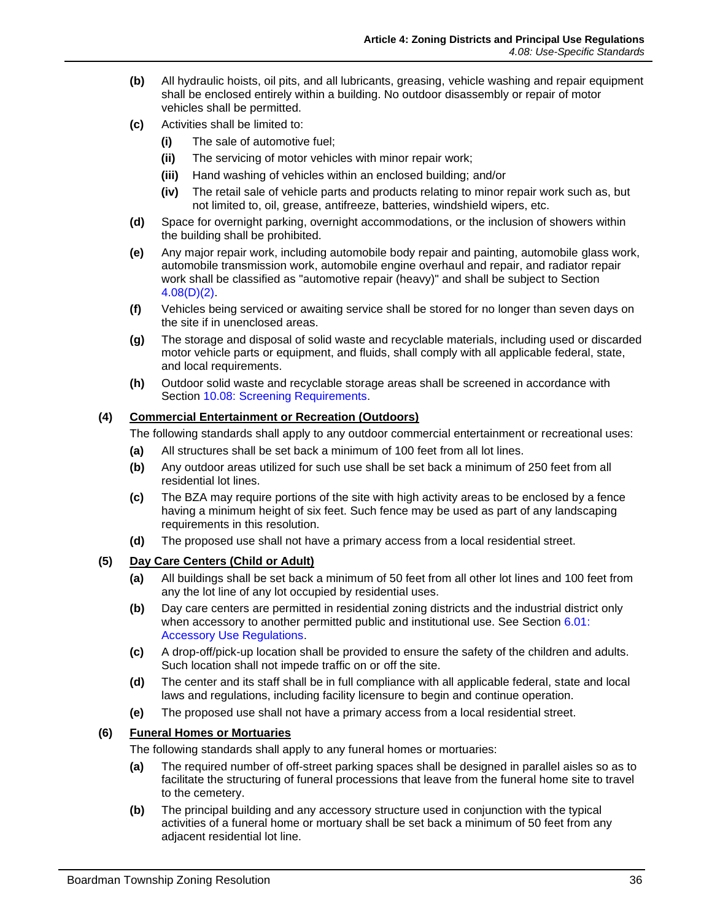**(b)** All hydraulic hoists, oil pits, and all lubricants, greasing, vehicle washing and repair equipment shall be enclosed entirely within a building. No outdoor disassembly or repair of motor vehicles shall be permitted.

**(c)** Activities shall be limited to:

- **(i)** The sale of automotive fuel;
- **(ii)** The servicing of motor vehicles with minor repair work;
- **(iii)** Hand washing of vehicles within an enclosed building; and/or
- **(iv)** The retail sale of vehicle parts and products relating to minor repair work such as, but not limited to, oil, grease, antifreeze, batteries, windshield wipers, etc.

**(d)** Space for overnight parking, overnight accommodations, or the inclusion of showers within the building shall be prohibited.

**(e)** Any major repair work, including automobile body repair and painting, automobile glass work, automobile transmission work, automobile engine overhaul and repair, and radiator repair work shall be classified as "automotive repair (heavy)" and shall be subject to Section 4.08(D)(2).

**(f)** Vehicles being serviced or awaiting service shall be stored for no longer than seven days on the site if in unenclosed areas.

**(g)** The storage and disposal of solid waste and recyclable materials, including used or discarded motor vehicle parts or equipment, and fluids, shall comply with all applicable federal, state, and local requirements.

**(h)** Outdoor solid waste and recyclable storage areas shall be screened in accordance with Section 10.08: Screening Requirements.

### (4) Commercial Entertainment or Recreation (Outdoors)

The following standards shall apply to any outdoor commercial entertainment or recreational uses:

**(a)** All structures shall be set back a minimum of 100 feet from all lot lines.

**(b)** Any outdoor areas utilized for such use shall be set back a minimum of 250 feet from all residential lot lines.

**(c)** The BZA may require portions of the site with high activity areas to be enclosed by a fence having a minimum height of six feet. Such fence may be used as part of any landscaping requirements in this resolution.

**(d)** The proposed use shall not have a primary access from a local residential street.

### (5) Day Care Centers (Child or Adult)

**(a)** All buildings shall be set back a minimum of 50 feet from all other lot lines and 100 feet from any the lot line of any lot occupied by residential uses.

**(b)** Day care centers are permitted in residential zoning districts and the industrial district only when accessory to another permitted public and institutional use. See Section 6.01: Accessory Use Regulations.

**(c)** A drop-off/pick-up location shall be provided to ensure the safety of the children and adults. Such location shall not impede traffic on or off the site.

**(d)** The center and its staff shall be in full compliance with all applicable federal, state and local laws and regulations, including facility licensure to begin and continue operation.

**(e)** The proposed use shall not have a primary access from a local residential street.

### (6) Funeral Homes or Mortuaries

The following standards shall apply to any funeral homes or mortuaries:

**(a)** The required number of off-street parking spaces shall be designed in parallel aisles so as to facilitate the structuring of funeral processions that leave from the funeral home site to travel to the cemetery.

**(b)** The principal building and any accessory structure used in conjunction with the typical activities of a funeral home or mortuary shall be set back a minimum of 50 feet from any adjacent residential lot line.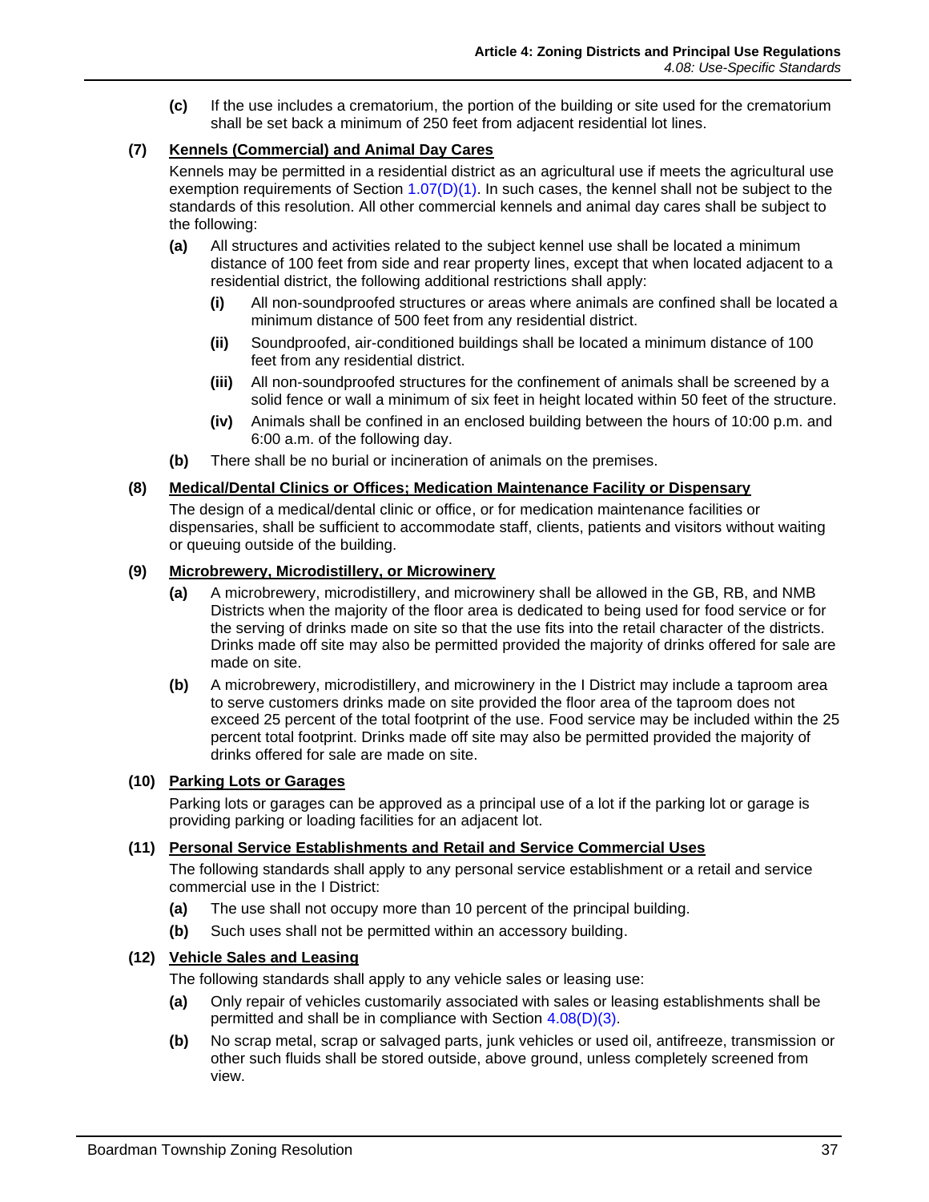**(c)** If the use includes a crematorium, the portion of the building or site used for the crematorium shall be set back a minimum of 250 feet from adjacent residential lot lines.

**(7) Kennels (Commercial) and Animal Day Cares**

Kennels may be permitted in a residential district as an agricultural use if meets the agricultural use exemption requirements of Section 1.07(D)(1). In such cases, the kennel shall not be subject to the standards of this resolution. All other commercial kennels and animal day cares shall be subject to the following:

- **(a)** All structures and activities related to the subject kennel use shall be located a minimum distance of 100 feet from side and rear property lines, except that when located adjacent to a residential district, the following additional restrictions shall apply:
  - **(i)** All non-soundproofed structures or areas where animals are confined shall be located a minimum distance of 500 feet from any residential district.
  - **(ii)** Soundproofed, air-conditioned buildings shall be located a minimum distance of 100 feet from any residential district.
  - **(iii)** All non-soundproofed structures for the confinement of animals shall be screened by a solid fence or wall a minimum of six feet in height located within 50 feet of the structure.
  - **(iv)** Animals shall be confined in an enclosed building between the hours of 10:00 p.m. and 6:00 a.m. of the following day.
- **(b)** There shall be no burial or incineration of animals on the premises.

**(8) Medical/Dental Clinics or Offices; Medication Maintenance Facility or Dispensary**

The design of a medical/dental clinic or office, or for medication maintenance facilities or dispensaries, shall be sufficient to accommodate staff, clients, patients and visitors without waiting or queuing outside of the building.

**(9) Microbrewery, Microdistillery, or Microwinery**

- **(a)** A microbrewery, microdistillery, and microwinery shall be allowed in the GB, RB, and NMB Districts when the majority of the floor area is dedicated to being used for food service or for the serving of drinks made on site so that the use fits into the retail character of the districts. Drinks made off site may also be permitted provided the majority of drinks offered for sale are made on site.
- **(b)** A microbrewery, microdistillery, and microwinery in the I District may include a taproom area to serve customers drinks made on site provided the floor area of the taproom does not exceed 25 percent of the total footprint of the use. Food service may be included within the 25 percent total footprint. Drinks made off site may also be permitted provided the majority of drinks offered for sale are made on site.

**(10) Parking Lots or Garages**

Parking lots or garages can be approved as a principal use of a lot if the parking lot or garage is providing parking or loading facilities for an adjacent lot.

**(11) Personal Service Establishments and Retail and Service Commercial Uses**

The following standards shall apply to any personal service establishment or a retail and service commercial use in the I District:

- **(a)** The use shall not occupy more than 10 percent of the principal building.
- **(b)** Such uses shall not be permitted within an accessory building.

**(12) Vehicle Sales and Leasing**

The following standards shall apply to any vehicle sales or leasing use:

- **(a)** Only repair of vehicles customarily associated with sales or leasing establishments shall be permitted and shall be in compliance with Section 4.08(D)(3).
- **(b)** No scrap metal, scrap or salvaged parts, junk vehicles or used oil, antifreeze, transmission or other such fluids shall be stored outside, above ground, unless completely screened from view.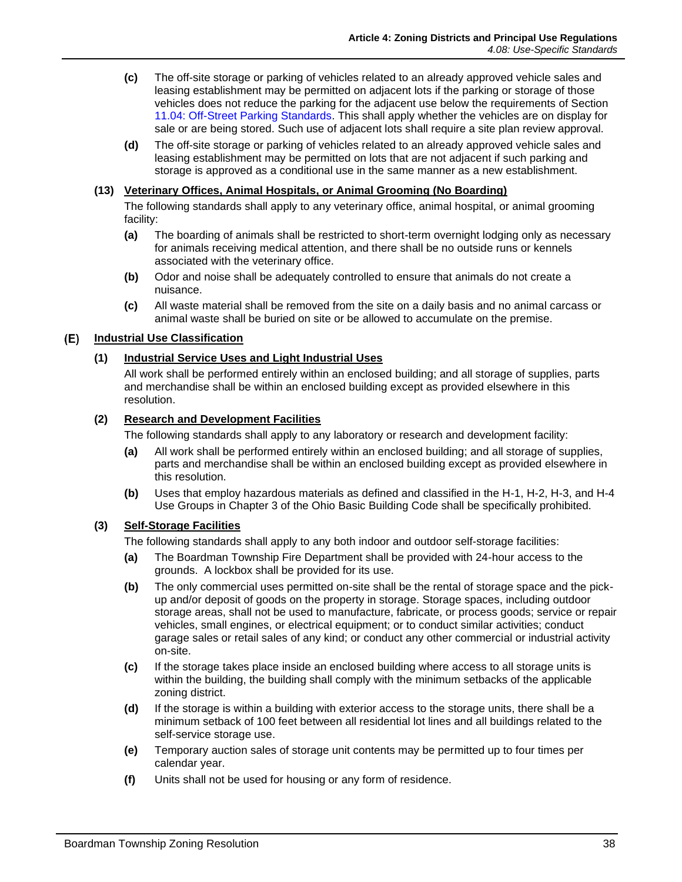- **(c)** The off-site storage or parking of vehicles related to an already approved vehicle sales and leasing establishment may be permitted on adjacent lots if the parking or storage of those vehicles does not reduce the parking for the adjacent use below the requirements of Section 11.04: Off-Street Parking Standards. This shall apply whether the vehicles are on display for sale or are being stored. Such use of adjacent lots shall require a site plan review approval.
- **(d)** The off-site storage or parking of vehicles related to an already approved vehicle sales and leasing establishment may be permitted on lots that are not adjacent if such parking and storage is approved as a conditional use in the same manner as a new establishment.

#### (13) Veterinary Offices, Animal Hospitals, or Animal Grooming (No Boarding)

The following standards shall apply to any veterinary office, animal hospital, or animal grooming facility:

- **(a)** The boarding of animals shall be restricted to short-term overnight lodging only as necessary for animals receiving medical attention, and there shall be no outside runs or kennels associated with the veterinary office.
- **(b)** Odor and noise shall be adequately controlled to ensure that animals do not create a nuisance.
- **(c)** All waste material shall be removed from the site on a daily basis and no animal carcass or animal waste shall be buried on site or be allowed to accumulate on the premise.

### (E) Industrial Use Classification

#### (1) Industrial Service Uses and Light Industrial Uses

All work shall be performed entirely within an enclosed building; and all storage of supplies, parts and merchandise shall be within an enclosed building except as provided elsewhere in this resolution.

#### (2) Research and Development Facilities

The following standards shall apply to any laboratory or research and development facility:

- **(a)** All work shall be performed entirely within an enclosed building; and all storage of supplies, parts and merchandise shall be within an enclosed building except as provided elsewhere in this resolution.
- **(b)** Uses that employ hazardous materials as defined and classified in the H-1, H-2, H-3, and H-4 Use Groups in Chapter 3 of the Ohio Basic Building Code shall be specifically prohibited.

#### (3) Self-Storage Facilities

The following standards shall apply to any both indoor and outdoor self-storage facilities:

- **(a)** The Boardman Township Fire Department shall be provided with 24-hour access to the grounds. A lockbox shall be provided for its use.
- **(b)** The only commercial uses permitted on-site shall be the rental of storage space and the pick-up and/or deposit of goods on the property in storage. Storage spaces, including outdoor storage areas, shall not be used to manufacture, fabricate, or process goods; service or repair vehicles, small engines, or electrical equipment; or to conduct similar activities; conduct garage sales or retail sales of any kind; or conduct any other commercial or industrial activity on-site.
- **(c)** If the storage takes place inside an enclosed building where access to all storage units is within the building, the building shall comply with the minimum setbacks of the applicable zoning district.
- **(d)** If the storage is within a building with exterior access to the storage units, there shall be a minimum setback of 100 feet between all residential lot lines and all buildings related to the self-service storage use.
- **(e)** Temporary auction sales of storage unit contents may be permitted up to four times per calendar year.
- **(f)** Units shall not be used for housing or any form of residence.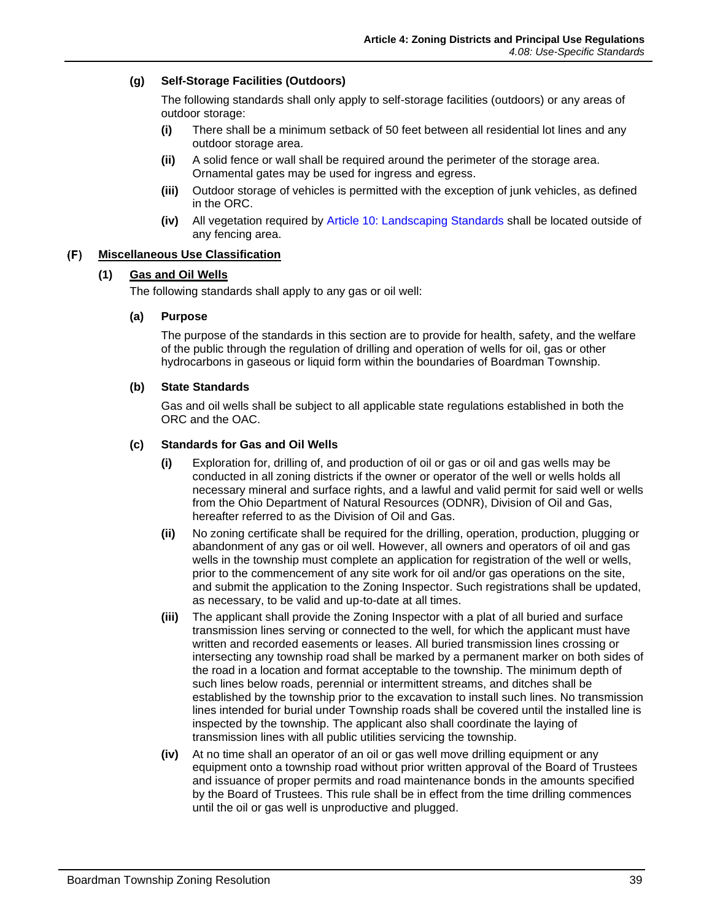**(g) Self-Storage Facilities (Outdoors)**

The following standards shall only apply to self-storage facilities (outdoors) or any areas of outdoor storage:

- **(i)** There shall be a minimum setback of 50 feet between all residential lot lines and any outdoor storage area.
- **(ii)** A solid fence or wall shall be required around the perimeter of the storage area. Ornamental gates may be used for ingress and egress.
- **(iii)** Outdoor storage of vehicles is permitted with the exception of junk vehicles, as defined in the ORC.
- **(iv)** All vegetation required by Article 10: Landscaping Standards shall be located outside of any fencing area.

## (F) Miscellaneous Use Classification

### (1) Gas and Oil Wells

The following standards shall apply to any gas or oil well:

**(a) Purpose**

The purpose of the standards in this section are to provide for health, safety, and the welfare of the public through the regulation of drilling and operation of wells for oil, gas or other hydrocarbons in gaseous or liquid form within the boundaries of Boardman Township.

**(b) State Standards**

Gas and oil wells shall be subject to all applicable state regulations established in both the ORC and the OAC.

**(c) Standards for Gas and Oil Wells**

- **(i)** Exploration for, drilling of, and production of oil or gas or oil and gas wells may be conducted in all zoning districts if the owner or operator of the well or wells holds all necessary mineral and surface rights, and a lawful and valid permit for said well or wells from the Ohio Department of Natural Resources (ODNR), Division of Oil and Gas, hereafter referred to as the Division of Oil and Gas.
- **(ii)** No zoning certificate shall be required for the drilling, operation, production, plugging or abandonment of any gas or oil well. However, all owners and operators of oil and gas wells in the township must complete an application for registration of the well or wells, prior to the commencement of any site work for oil and/or gas operations on the site, and submit the application to the Zoning Inspector. Such registrations shall be updated, as necessary, to be valid and up-to-date at all times.
- **(iii)** The applicant shall provide the Zoning Inspector with a plat of all buried and surface transmission lines serving or connected to the well, for which the applicant must have written and recorded easements or leases. All buried transmission lines crossing or intersecting any township road shall be marked by a permanent marker on both sides of the road in a location and format acceptable to the township. The minimum depth of such lines below roads, perennial or intermittent streams, and ditches shall be established by the township prior to the excavation to install such lines. No transmission lines intended for burial under Township roads shall be covered until the installed line is inspected by the township. The applicant also shall coordinate the laying of transmission lines with all public utilities servicing the township.
- **(iv)** At no time shall an operator of an oil or gas well move drilling equipment or any equipment onto a township road without prior written approval of the Board of Trustees and issuance of proper permits and road maintenance bonds in the amounts specified by the Board of Trustees. This rule shall be in effect from the time drilling commences until the oil or gas well is unproductive and plugged.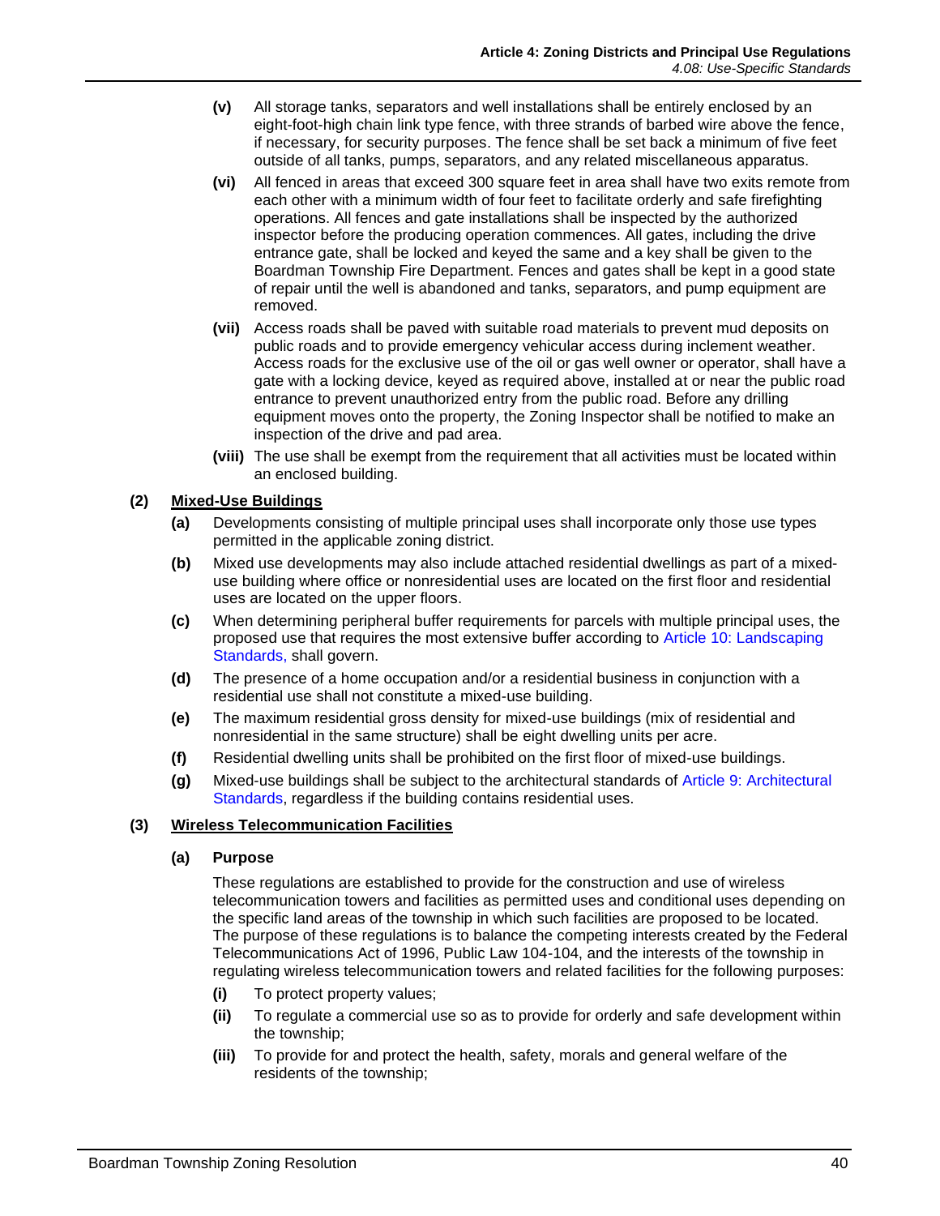**(v)** All storage tanks, separators and well installations shall be entirely enclosed by an eight-foot-high chain link type fence, with three strands of barbed wire above the fence, if necessary, for security purposes. The fence shall be set back a minimum of five feet outside of all tanks, pumps, separators, and any related miscellaneous apparatus.

**(vi)** All fenced in areas that exceed 300 square feet in area shall have two exits remote from each other with a minimum width of four feet to facilitate orderly and safe firefighting operations. All fences and gate installations shall be inspected by the authorized inspector before the producing operation commences. All gates, including the drive entrance gate, shall be locked and keyed the same and a key shall be given to the Boardman Township Fire Department. Fences and gates shall be kept in a good state of repair until the well is abandoned and tanks, separators, and pump equipment are removed.

**(vii)** Access roads shall be paved with suitable road materials to prevent mud deposits on public roads and to provide emergency vehicular access during inclement weather. Access roads for the exclusive use of the oil or gas well owner or operator, shall have a gate with a locking device, keyed as required above, installed at or near the public road entrance to prevent unauthorized entry from the public road. Before any drilling equipment moves onto the property, the Zoning Inspector shall be notified to make an inspection of the drive and pad area.

**(viii)** The use shall be exempt from the requirement that all activities must be located within an enclosed building.

**(2)** **Mixed-Use Buildings**

**(a)** Developments consisting of multiple principal uses shall incorporate only those use types permitted in the applicable zoning district.

**(b)** Mixed use developments may also include attached residential dwellings as part of a mixed-use building where office or nonresidential uses are located on the first floor and residential uses are located on the upper floors.

**(c)** When determining peripheral buffer requirements for parcels with multiple principal uses, the proposed use that requires the most extensive buffer according to Article 10: Landscaping Standards, shall govern.

**(d)** The presence of a home occupation and/or a residential business in conjunction with a residential use shall not constitute a mixed-use building.

**(e)** The maximum residential gross density for mixed-use buildings (mix of residential and nonresidential in the same structure) shall be eight dwelling units per acre.

**(f)** Residential dwelling units shall be prohibited on the first floor of mixed-use buildings.

**(g)** Mixed-use buildings shall be subject to the architectural standards of Article 9: Architectural Standards, regardless if the building contains residential uses.

**(3)** **Wireless Telecommunication Facilities**

**(a)** **Purpose**

These regulations are established to provide for the construction and use of wireless telecommunication towers and facilities as permitted uses and conditional uses depending on the specific land areas of the township in which such facilities are proposed to be located. The purpose of these regulations is to balance the competing interests created by the Federal Telecommunications Act of 1996, Public Law 104-104, and the interests of the township in regulating wireless telecommunication towers and related facilities for the following purposes:

**(i)** To protect property values;

**(ii)** To regulate a commercial use so as to provide for orderly and safe development within the township;

**(iii)** To provide for and protect the health, safety, morals and general welfare of the residents of the township;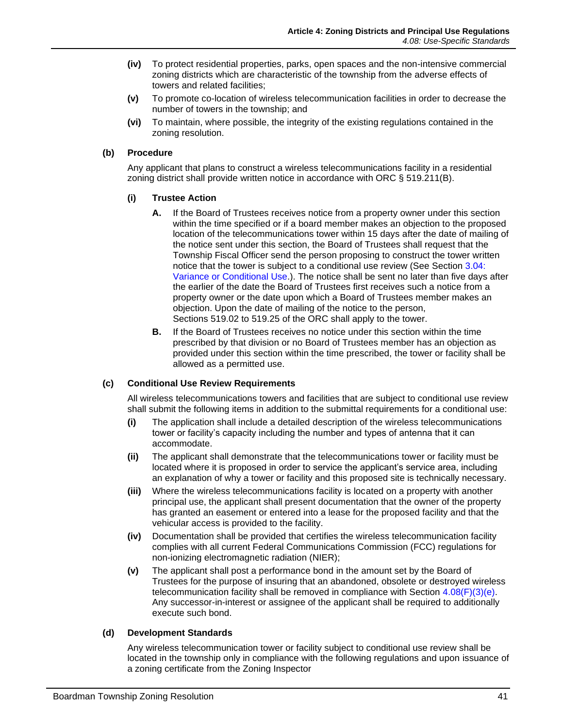**(iv)** To protect residential properties, parks, open spaces and the non-intensive commercial zoning districts which are characteristic of the township from the adverse effects of towers and related facilities;

**(v)** To promote co-location of wireless telecommunication facilities in order to decrease the number of towers in the township; and

**(vi)** To maintain, where possible, the integrity of the existing regulations contained in the zoning resolution.

**(b) Procedure**

Any applicant that plans to construct a wireless telecommunications facility in a residential zoning district shall provide written notice in accordance with ORC § 519.211(B).

**(i) Trustee Action**

**A.** If the Board of Trustees receives notice from a property owner under this section within the time specified or if a board member makes an objection to the proposed location of the telecommunications tower within 15 days after the date of mailing of the notice sent under this section, the Board of Trustees shall request that the Township Fiscal Officer send the person proposing to construct the tower written notice that the tower is subject to a conditional use review (See Section 3.04: Variance or Conditional Use.). The notice shall be sent no later than five days after the earlier of the date the Board of Trustees first receives such a notice from a property owner or the date upon which a Board of Trustees member makes an objection. Upon the date of mailing of the notice to the person, Sections 519.02 to 519.25 of the ORC shall apply to the tower.

**B.** If the Board of Trustees receives no notice under this section within the time prescribed by that division or no Board of Trustees member has an objection as provided under this section within the time prescribed, the tower or facility shall be allowed as a permitted use.

**(c) Conditional Use Review Requirements**

All wireless telecommunications towers and facilities that are subject to conditional use review shall submit the following items in addition to the submittal requirements for a conditional use:

**(i)** The application shall include a detailed description of the wireless telecommunications tower or facility's capacity including the number and types of antenna that it can accommodate.

**(ii)** The applicant shall demonstrate that the telecommunications tower or facility must be located where it is proposed in order to service the applicant's service area, including an explanation of why a tower or facility and this proposed site is technically necessary.

**(iii)** Where the wireless telecommunications facility is located on a property with another principal use, the applicant shall present documentation that the owner of the property has granted an easement or entered into a lease for the proposed facility and that the vehicular access is provided to the facility.

**(iv)** Documentation shall be provided that certifies the wireless telecommunication facility complies with all current Federal Communications Commission (FCC) regulations for non-ionizing electromagnetic radiation (NIER);

**(v)** The applicant shall post a performance bond in the amount set by the Board of Trustees for the purpose of insuring that an abandoned, obsolete or destroyed wireless telecommunication facility shall be removed in compliance with Section 4.08(F)(3)(e). Any successor-in-interest or assignee of the applicant shall be required to additionally execute such bond.

**(d) Development Standards**

Any wireless telecommunication tower or facility subject to conditional use review shall be located in the township only in compliance with the following regulations and upon issuance of a zoning certificate from the Zoning Inspector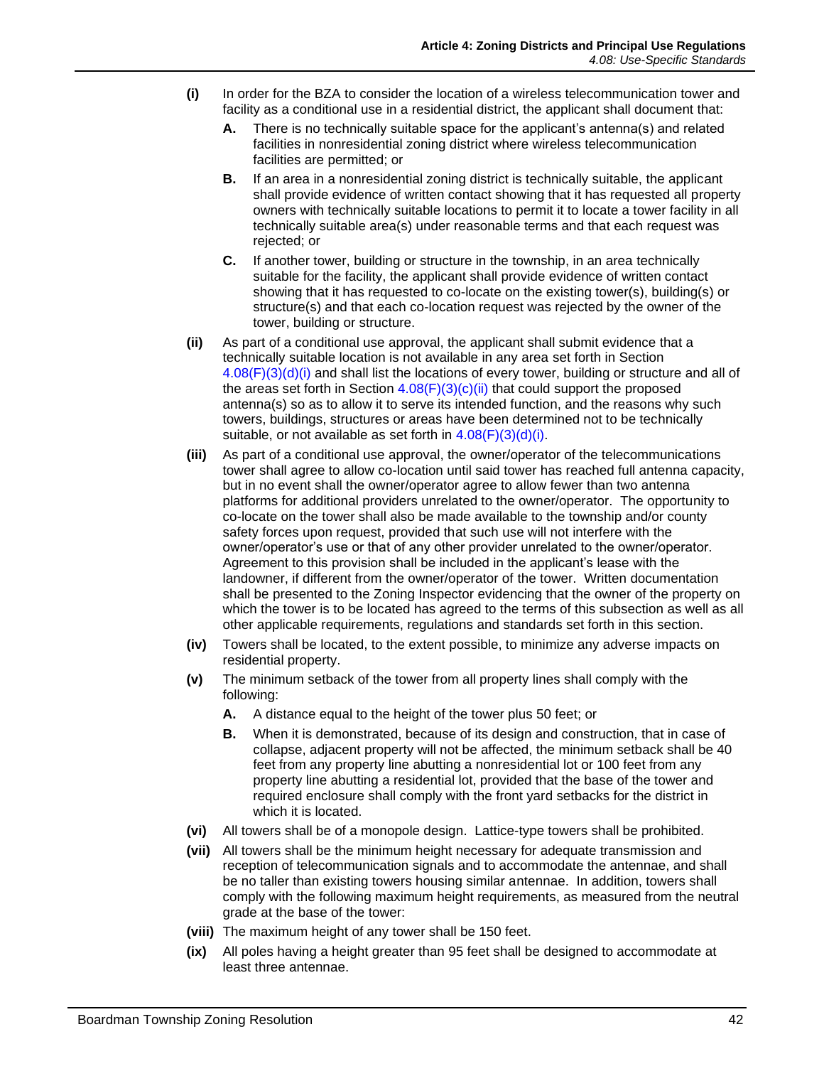**(i)** In order for the BZA to consider the location of a wireless telecommunication tower and facility as a conditional use in a residential district, the applicant shall document that:

- **A.** There is no technically suitable space for the applicant's antenna(s) and related facilities in nonresidential zoning district where wireless telecommunication facilities are permitted; or
- **B.** If an area in a nonresidential zoning district is technically suitable, the applicant shall provide evidence of written contact showing that it has requested all property owners with technically suitable locations to permit it to locate a tower facility in all technically suitable area(s) under reasonable terms and that each request was rejected; or
- **C.** If another tower, building or structure in the township, in an area technically suitable for the facility, the applicant shall provide evidence of written contact showing that it has requested to co-locate on the existing tower(s), building(s) or structure(s) and that each co-location request was rejected by the owner of the tower, building or structure.

**(ii)** As part of a conditional use approval, the applicant shall submit evidence that a technically suitable location is not available in any area set forth in Section 4.08(F)(3)(d)(i) and shall list the locations of every tower, building or structure and all of the areas set forth in Section 4.08(F)(3)(c)(ii) that could support the proposed antenna(s) so as to allow it to serve its intended function, and the reasons why such towers, buildings, structures or areas have been determined not to be technically suitable, or not available as set forth in 4.08(F)(3)(d)(i).

**(iii)** As part of a conditional use approval, the owner/operator of the telecommunications tower shall agree to allow co-location until said tower has reached full antenna capacity, but in no event shall the owner/operator agree to allow fewer than two antenna platforms for additional providers unrelated to the owner/operator. The opportunity to co-locate on the tower shall also be made available to the township and/or county safety forces upon request, provided that such use will not interfere with the owner/operator's use or that of any other provider unrelated to the owner/operator. Agreement to this provision shall be included in the applicant's lease with the landowner, if different from the owner/operator of the tower. Written documentation shall be presented to the Zoning Inspector evidencing that the owner of the property on which the tower is to be located has agreed to the terms of this subsection as well as all other applicable requirements, regulations and standards set forth in this section.

**(iv)** Towers shall be located, to the extent possible, to minimize any adverse impacts on residential property.

**(v)** The minimum setback of the tower from all property lines shall comply with the following:

- **A.** A distance equal to the height of the tower plus 50 feet; or
- **B.** When it is demonstrated, because of its design and construction, that in case of collapse, adjacent property will not be affected, the minimum setback shall be 40 feet from any property line abutting a nonresidential lot or 100 feet from any property line abutting a residential lot, provided that the base of the tower and required enclosure shall comply with the front yard setbacks for the district in which it is located.

**(vi)** All towers shall be of a monopole design. Lattice-type towers shall be prohibited.

**(vii)** All towers shall be the minimum height necessary for adequate transmission and reception of telecommunication signals and to accommodate the antennae, and shall be no taller than existing towers housing similar antennae. In addition, towers shall comply with the following maximum height requirements, as measured from the neutral grade at the base of the tower:

**(viii)** The maximum height of any tower shall be 150 feet.

**(ix)** All poles having a height greater than 95 feet shall be designed to accommodate at least three antennae.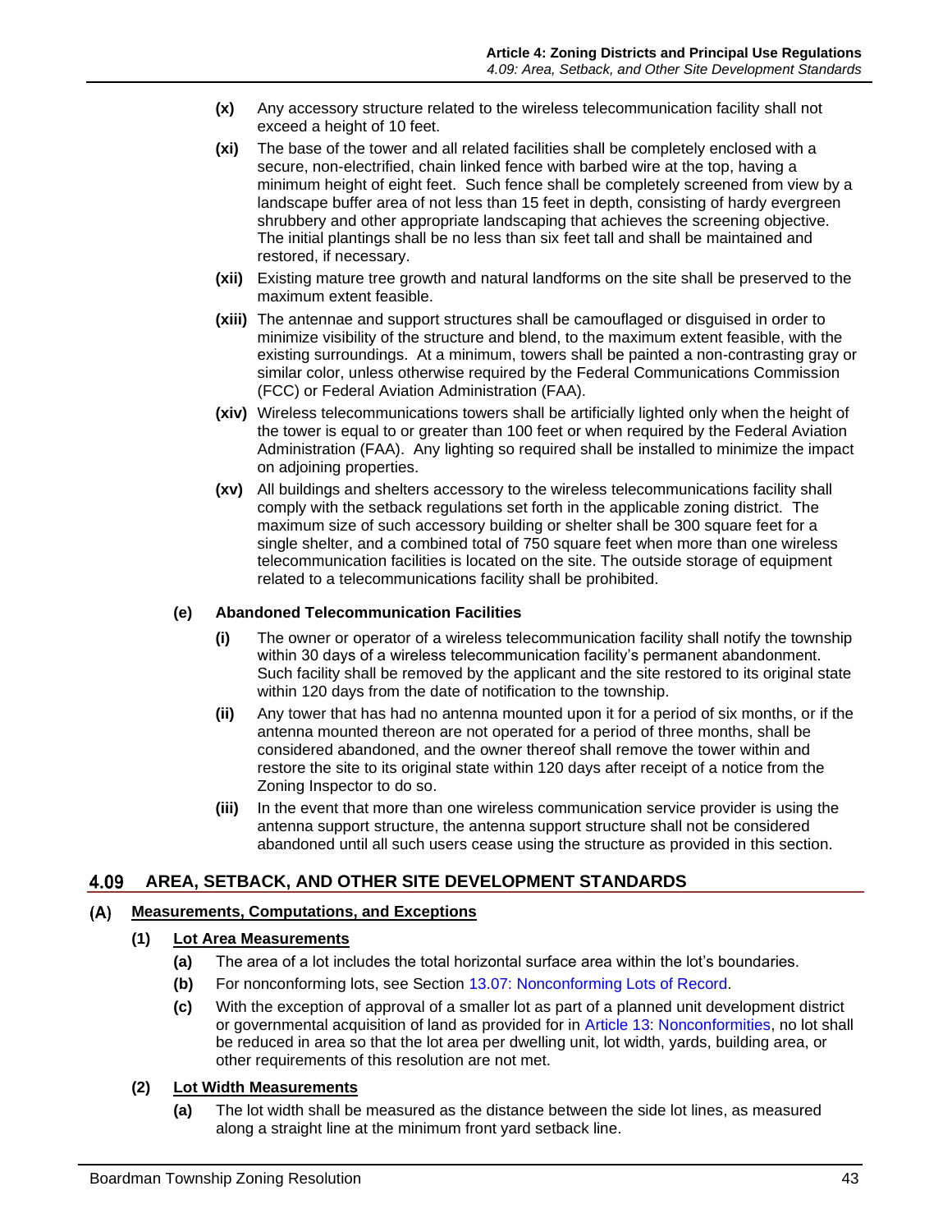**(x)** Any accessory structure related to the wireless telecommunication facility shall not exceed a height of 10 feet.

**(xi)** The base of the tower and all related facilities shall be completely enclosed with a secure, non-electrified, chain linked fence with barbed wire at the top, having a minimum height of eight feet. Such fence shall be completely screened from view by a landscape buffer area of not less than 15 feet in depth, consisting of hardy evergreen shrubbery and other appropriate landscaping that achieves the screening objective. The initial plantings shall be no less than six feet tall and shall be maintained and restored, if necessary.

**(xii)** Existing mature tree growth and natural landforms on the site shall be preserved to the maximum extent feasible.

**(xiii)** The antennae and support structures shall be camouflaged or disguised in order to minimize visibility of the structure and blend, to the maximum extent feasible, with the existing surroundings. At a minimum, towers shall be painted a non-contrasting gray or similar color, unless otherwise required by the Federal Communications Commission (FCC) or Federal Aviation Administration (FAA).

**(xiv)** Wireless telecommunications towers shall be artificially lighted only when the height of the tower is equal to or greater than 100 feet or when required by the Federal Aviation Administration (FAA). Any lighting so required shall be installed to minimize the impact on adjoining properties.

**(xv)** All buildings and shelters accessory to the wireless telecommunications facility shall comply with the setback regulations set forth in the applicable zoning district. The maximum size of such accessory building or shelter shall be 300 square feet for a single shelter, and a combined total of 750 square feet when more than one wireless telecommunication facilities is located on the site. The outside storage of equipment related to a telecommunications facility shall be prohibited.

**(e) Abandoned Telecommunication Facilities**

**(i)** The owner or operator of a wireless telecommunication facility shall notify the township within 30 days of a wireless telecommunication facility's permanent abandonment. Such facility shall be removed by the applicant and the site restored to its original state within 120 days from the date of notification to the township.

**(ii)** Any tower that has had no antenna mounted upon it for a period of six months, or if the antenna mounted thereon are not operated for a period of three months, shall be considered abandoned, and the owner thereof shall remove the tower within and restore the site to its original state within 120 days after receipt of a notice from the Zoning Inspector to do so.

**(iii)** In the event that more than one wireless communication service provider is using the antenna support structure, the antenna support structure shall not be considered abandoned until all such users cease using the structure as provided in this section.

## 4.09 AREA, SETBACK, AND OTHER SITE DEVELOPMENT STANDARDS

### (A) Measurements, Computations, and Exceptions

#### (1) Lot Area Measurements

**(a)** The area of a lot includes the total horizontal surface area within the lot's boundaries.

**(b)** For nonconforming lots, see Section 13.07: Nonconforming Lots of Record.

**(c)** With the exception of approval of a smaller lot as part of a planned unit development district or governmental acquisition of land as provided for in Article 13: Nonconformities, no lot shall be reduced in area so that the lot area per dwelling unit, lot width, yards, building area, or other requirements of this resolution are not met.

#### (2) Lot Width Measurements

**(a)** The lot width shall be measured as the distance between the side lot lines, as measured along a straight line at the minimum front yard setback line.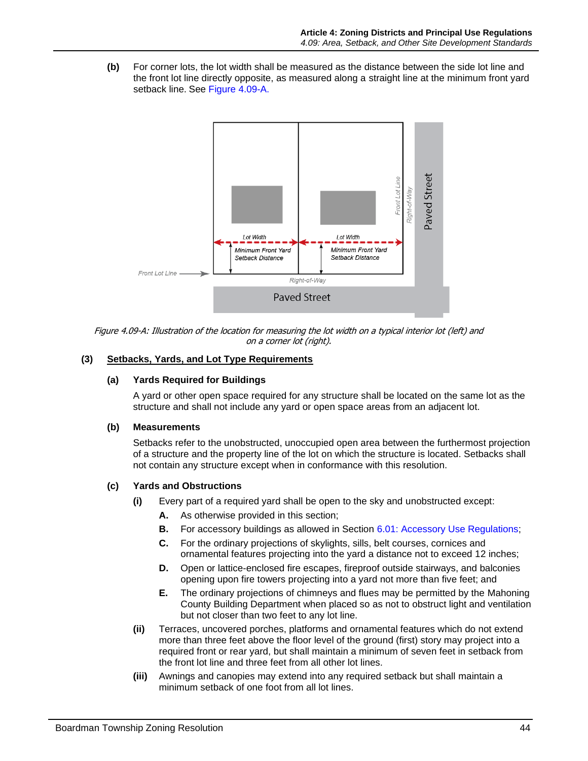**(b)** For corner lots, the lot width shall be measured as the distance between the side lot line and the front lot line directly opposite, as measured along a straight line at the minimum front yard setback line. See Figure 4.09-A.

*Figure 4.09-A: Illustration of the location for measuring the lot width on a typical interior lot (left) and on a corner lot (right).*

**(3) Setbacks, Yards, and Lot Type Requirements**

**(a) Yards Required for Buildings**

A yard or other open space required for any structure shall be located on the same lot as the structure and shall not include any yard or open space areas from an adjacent lot.

**(b) Measurements**

Setbacks refer to the unobstructed, unoccupied open area between the furthermost projection of a structure and the property line of the lot on which the structure is located. Setbacks shall not contain any structure except when in conformance with this resolution.

**(c) Yards and Obstructions**

**(i)** Every part of a required yard shall be open to the sky and unobstructed except:

**A.** As otherwise provided in this section;

**B.** For accessory buildings as allowed in Section 6.01: Accessory Use Regulations;

**C.** For the ordinary projections of skylights, sills, belt courses, cornices and ornamental features projecting into the yard a distance not to exceed 12 inches;

**D.** Open or lattice-enclosed fire escapes, fireproof outside stairways, and balconies opening upon fire towers projecting into a yard not more than five feet; and

**E.** The ordinary projections of chimneys and flues may be permitted by the Mahoning County Building Department when placed so as not to obstruct light and ventilation but not closer than two feet to any lot line.

**(ii)** Terraces, uncovered porches, platforms and ornamental features which do not extend more than three feet above the floor level of the ground (first) story may project into a required front or rear yard, but shall maintain a minimum of seven feet in setback from the front lot line and three feet from all other lot lines.

**(iii)** Awnings and canopies may extend into any required setback but shall maintain a minimum setback of one foot from all lot lines.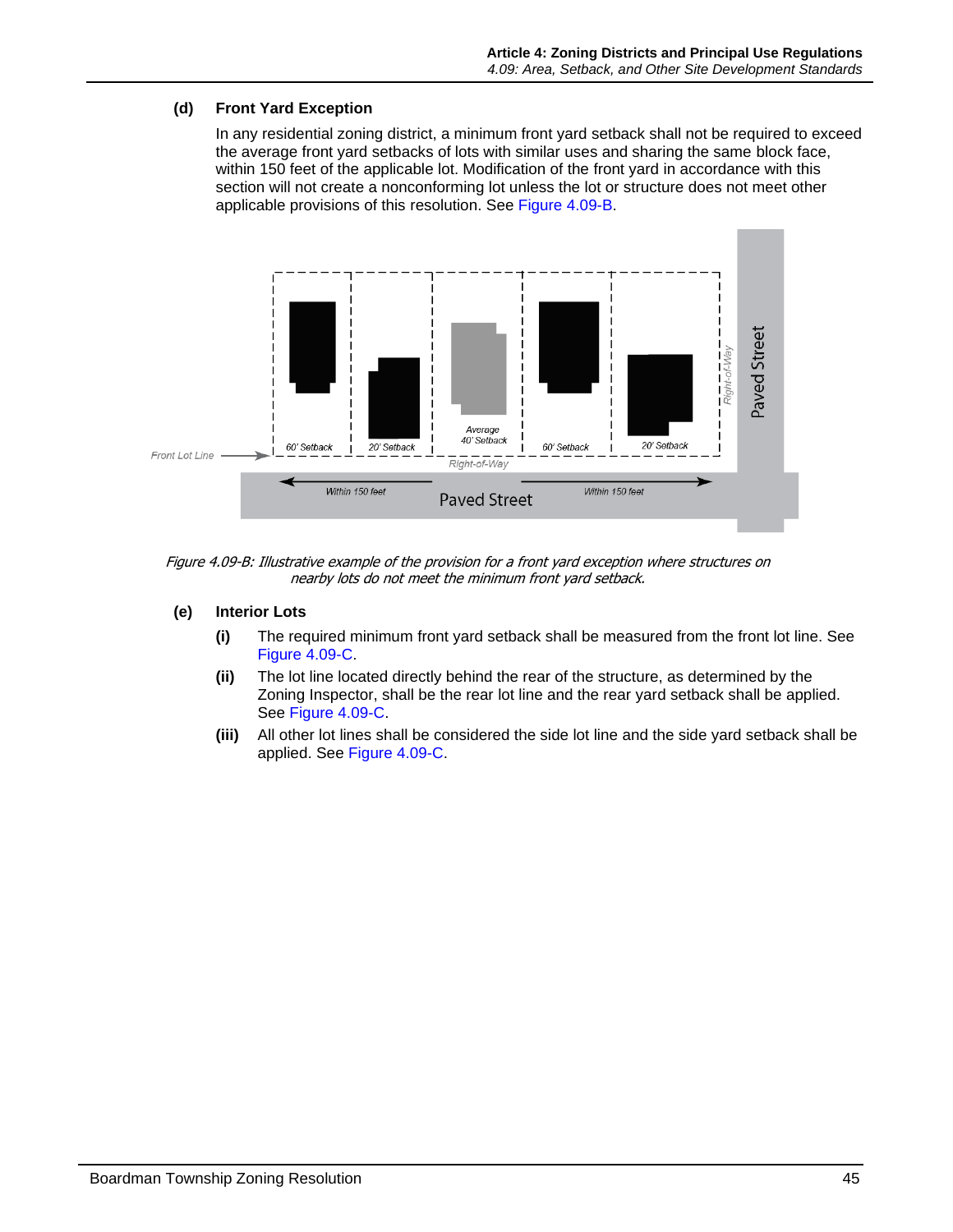#### (d) Front Yard Exception

In any residential zoning district, a minimum front yard setback shall not be required to exceed the average front yard setbacks of lots with similar uses and sharing the same block face, within 150 feet of the applicable lot. Modification of the front yard in accordance with this section will not create a nonconforming lot unless the lot or structure does not meet other applicable provisions of this resolution. See Figure 4.09-B.

*Figure 4.09-B: Illustrative example of the provision for a front yard exception where structures on nearby lots do not meet the minimum front yard setback.*

#### (e) Interior Lots

**(i)** The required minimum front yard setback shall be measured from the front lot line. See Figure 4.09-C.

**(ii)** The lot line located directly behind the rear of the structure, as determined by the Zoning Inspector, shall be the rear lot line and the rear yard setback shall be applied. See Figure 4.09-C.

**(iii)** All other lot lines shall be considered the side lot line and the side yard setback shall be applied. See Figure 4.09-C.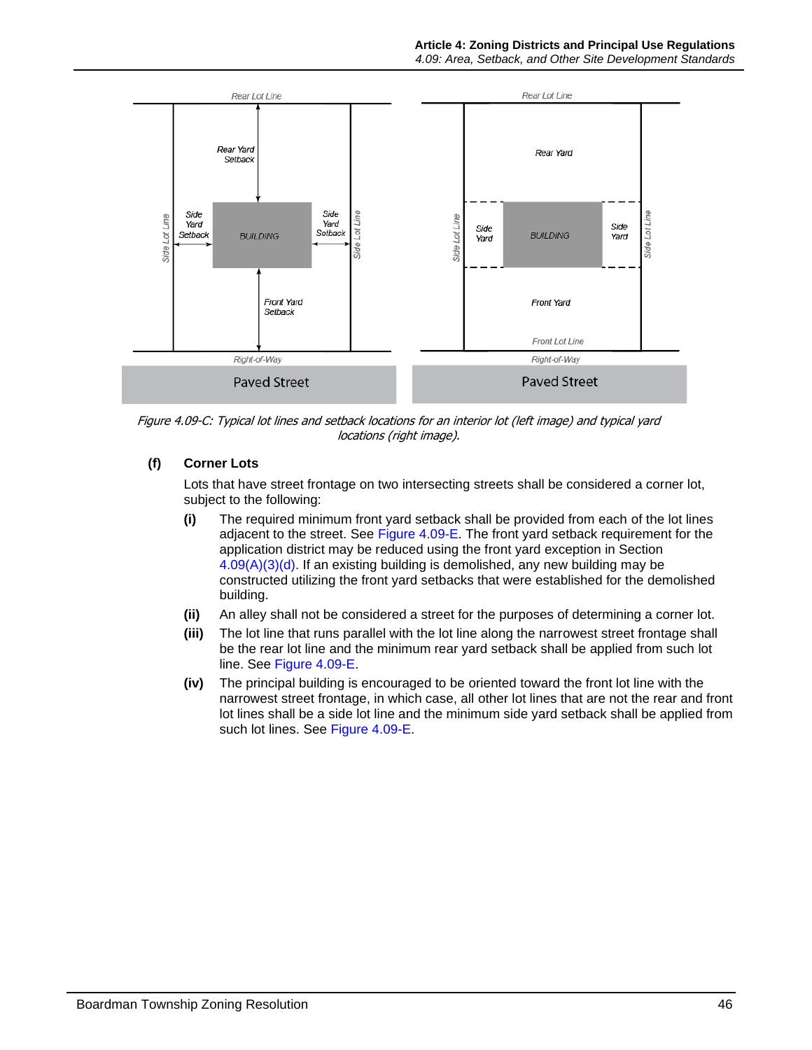Figure 4.09-C: Typical lot lines and setback locations for an interior lot (left image) and typical yard locations (right image).

#### (f) Corner Lots

Lots that have street frontage on two intersecting streets shall be considered a corner lot, subject to the following:

**(i)** The required minimum front yard setback shall be provided from each of the lot lines adjacent to the street. See Figure 4.09-E. The front yard setback requirement for the application district may be reduced using the front yard exception in Section 4.09(A)(3)(d). If an existing building is demolished, any new building may be constructed utilizing the front yard setbacks that were established for the demolished building.

**(ii)** An alley shall not be considered a street for the purposes of determining a corner lot.

**(iii)** The lot line that runs parallel with the lot line along the narrowest street frontage shall be the rear lot line and the minimum rear yard setback shall be applied from such lot line. See Figure 4.09-E.

**(iv)** The principal building is encouraged to be oriented toward the front lot line with the narrowest street frontage, in which case, all other lot lines that are not the rear and front lot lines shall be a side lot line and the minimum side yard setback shall be applied from such lot lines. See Figure 4.09-E.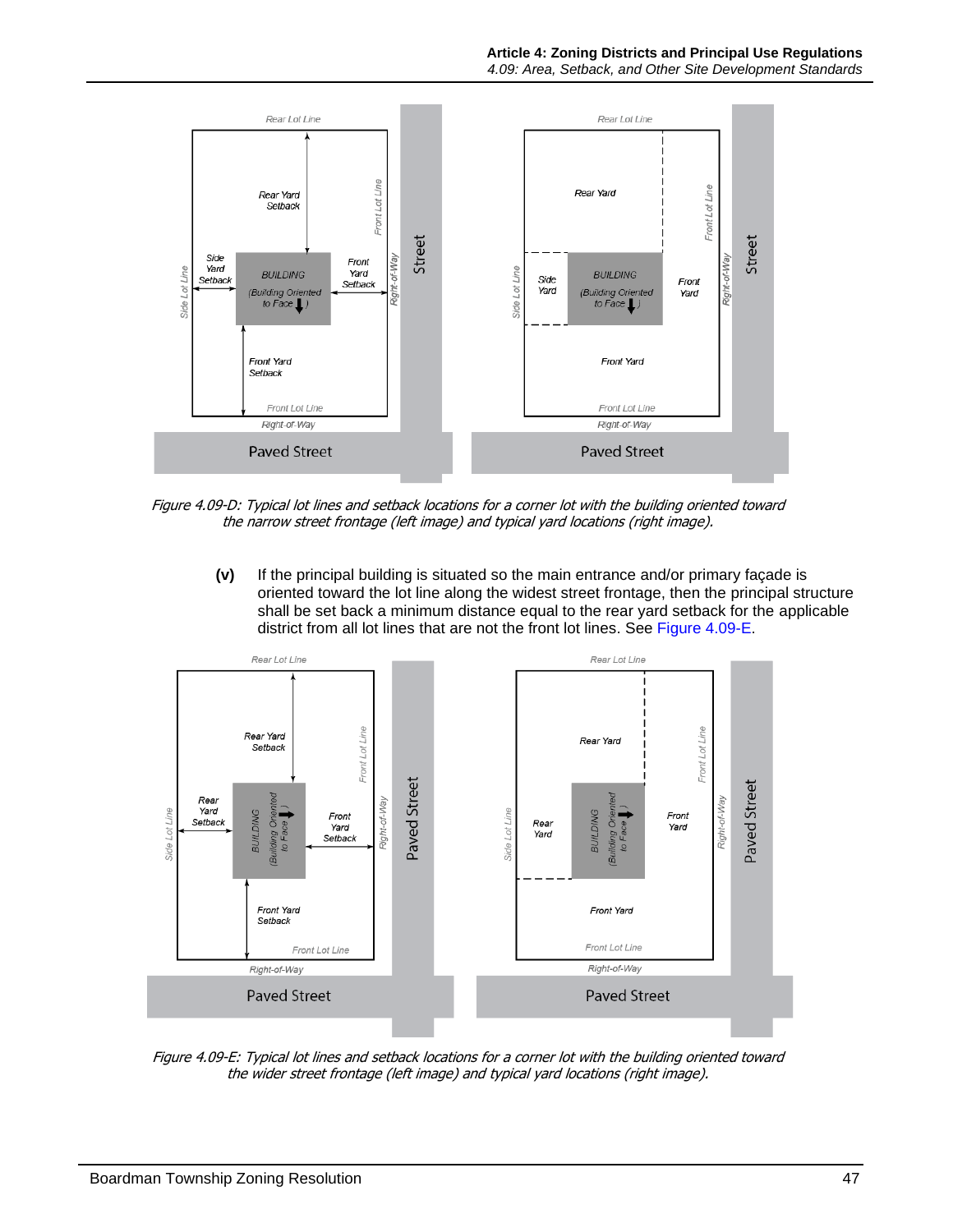*Figure 4.09-D: Typical lot lines and setback locations for a corner lot with the building oriented toward the narrow street frontage (left image) and typical yard locations (right image).*

**(v)** If the principal building is situated so the main entrance and/or primary façade is oriented toward the lot line along the widest street frontage, then the principal structure shall be set back a minimum distance equal to the rear yard setback for the applicable district from all lot lines that are not the front lot lines. See Figure 4.09-E.

*Figure 4.09-E: Typical lot lines and setback locations for a corner lot with the building oriented toward the wider street frontage (left image) and typical yard locations (right image).*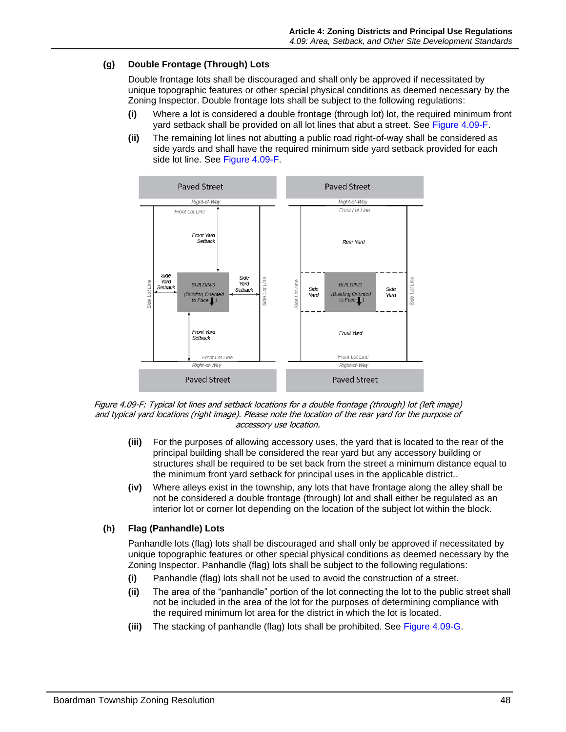### (g) Double Frontage (Through) Lots

Double frontage lots shall be discouraged and shall only be approved if necessitated by unique topographic features or other special physical conditions as deemed necessary by the Zoning Inspector. Double frontage lots shall be subject to the following regulations:

**(i)** Where a lot is considered a double frontage (through lot) lot, the required minimum front yard setback shall be provided on all lot lines that abut a street. See Figure 4.09-F.

**(ii)** The remaining lot lines not abutting a public road right-of-way shall be considered as side yards and shall have the required minimum side yard setback provided for each side lot line. See Figure 4.09-F.

*Figure 4.09-F: Typical lot lines and setback locations for a double frontage (through) lot (left image) and typical yard locations (right image). Please note the location of the rear yard for the purpose of accessory use location.*

**(iii)** For the purposes of allowing accessory uses, the yard that is located to the rear of the principal building shall be considered the rear yard but any accessory building or structures shall be required to be set back from the street a minimum distance equal to the minimum front yard setback for principal uses in the applicable district..

**(iv)** Where alleys exist in the township, any lots that have frontage along the alley shall be not be considered a double frontage (through) lot and shall either be regulated as an interior lot or corner lot depending on the location of the subject lot within the block.

### (h) Flag (Panhandle) Lots

Panhandle lots (flag) lots shall be discouraged and shall only be approved if necessitated by unique topographic features or other special physical conditions as deemed necessary by the Zoning Inspector. Panhandle (flag) lots shall be subject to the following regulations:

**(i)** Panhandle (flag) lots shall not be used to avoid the construction of a street.

**(ii)** The area of the "panhandle" portion of the lot connecting the lot to the public street shall not be included in the area of the lot for the purposes of determining compliance with the required minimum lot area for the district in which the lot is located.

**(iii)** The stacking of panhandle (flag) lots shall be prohibited. See Figure 4.09-G.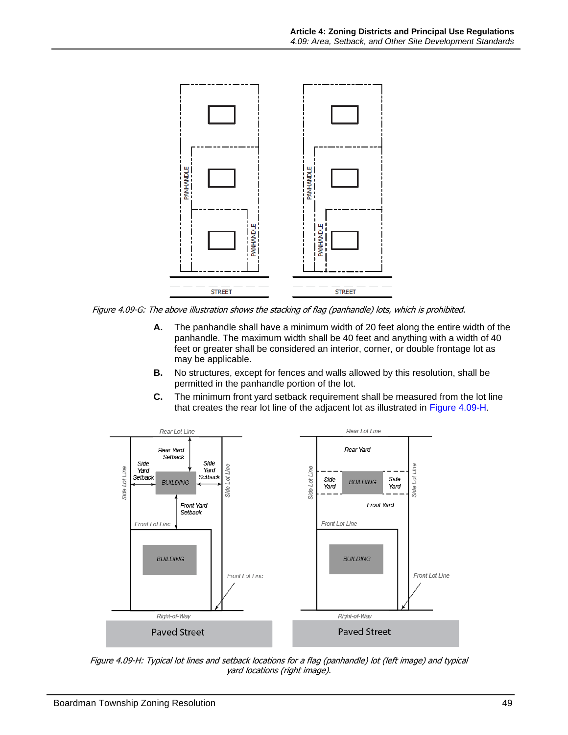Figure 4.09-G: The above illustration shows the stacking of flag (panhandle) lots, which is prohibited.

**A.** The panhandle shall have a minimum width of 20 feet along the entire width of the panhandle. The maximum width shall be 40 feet and anything with a width of 40 feet or greater shall be considered an interior, corner, or double frontage lot as may be applicable.

**B.** No structures, except for fences and walls allowed by this resolution, shall be permitted in the panhandle portion of the lot.

**C.** The minimum front yard setback requirement shall be measured from the lot line that creates the rear lot line of the adjacent lot as illustrated in Figure 4.09-H.

Figure 4.09-H: Typical lot lines and setback locations for a flag (panhandle) lot (left image) and typical yard locations (right image).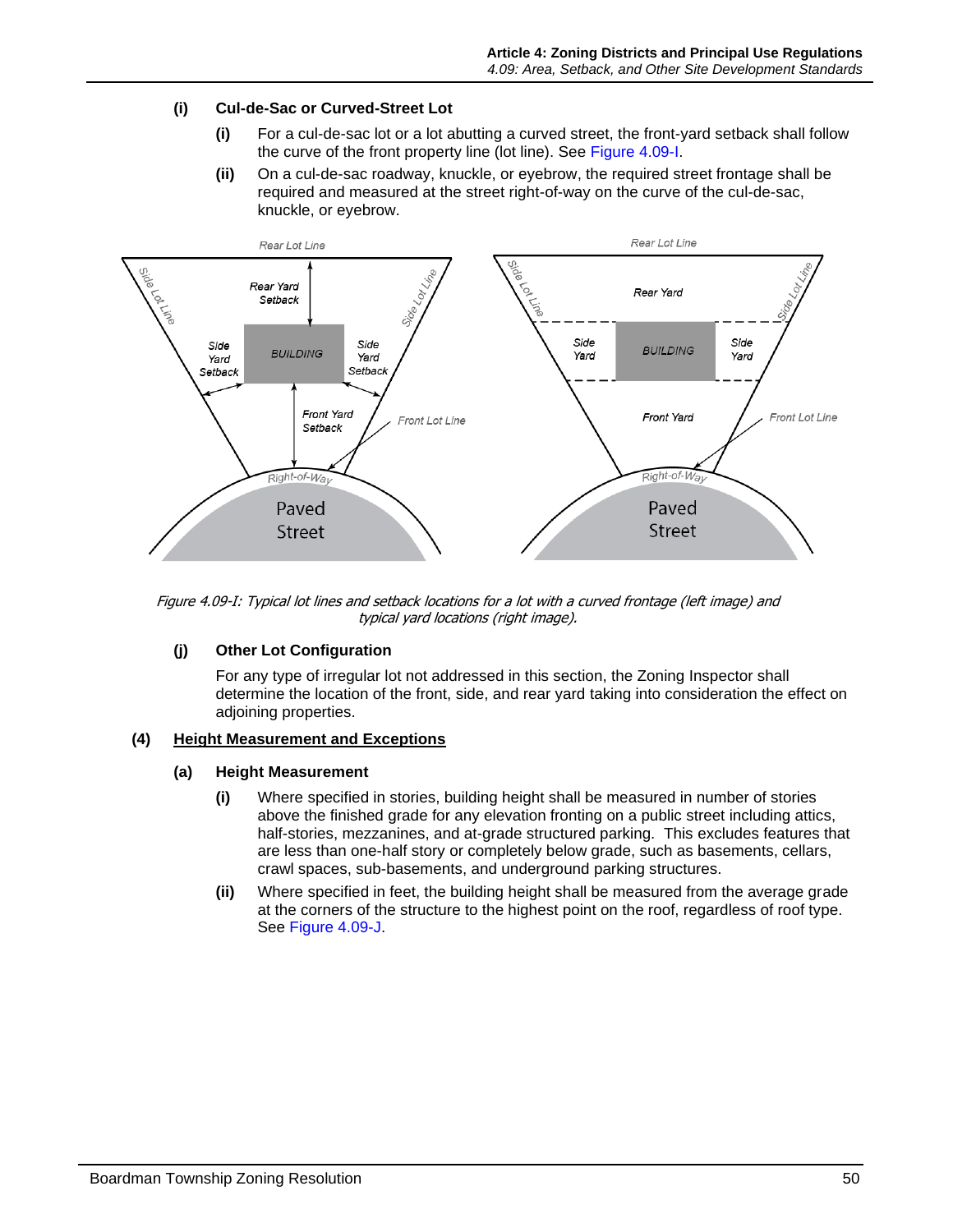**(i) Cul-de-Sac or Curved-Street Lot**

**(i)** For a cul-de-sac lot or a lot abutting a curved street, the front-yard setback shall follow the curve of the front property line (lot line). See Figure 4.09-I.

**(ii)** On a cul-de-sac roadway, knuckle, or eyebrow, the required street frontage shall be required and measured at the street right-of-way on the curve of the cul-de-sac, knuckle, or eyebrow.

*Figure 4.09-I: Typical lot lines and setback locations for a lot with a curved frontage (left image) and typical yard locations (right image).*

**(j) Other Lot Configuration**

For any type of irregular lot not addressed in this section, the Zoning Inspector shall determine the location of the front, side, and rear yard taking into consideration the effect on adjoining properties.

**(4) Height Measurement and Exceptions**

**(a) Height Measurement**

**(i)** Where specified in stories, building height shall be measured in number of stories above the finished grade for any elevation fronting on a public street including attics, half-stories, mezzanines, and at-grade structured parking. This excludes features that are less than one-half story or completely below grade, such as basements, cellars, crawl spaces, sub-basements, and underground parking structures.

**(ii)** Where specified in feet, the building height shall be measured from the average grade at the corners of the structure to the highest point on the roof, regardless of roof type. See Figure 4.09-J.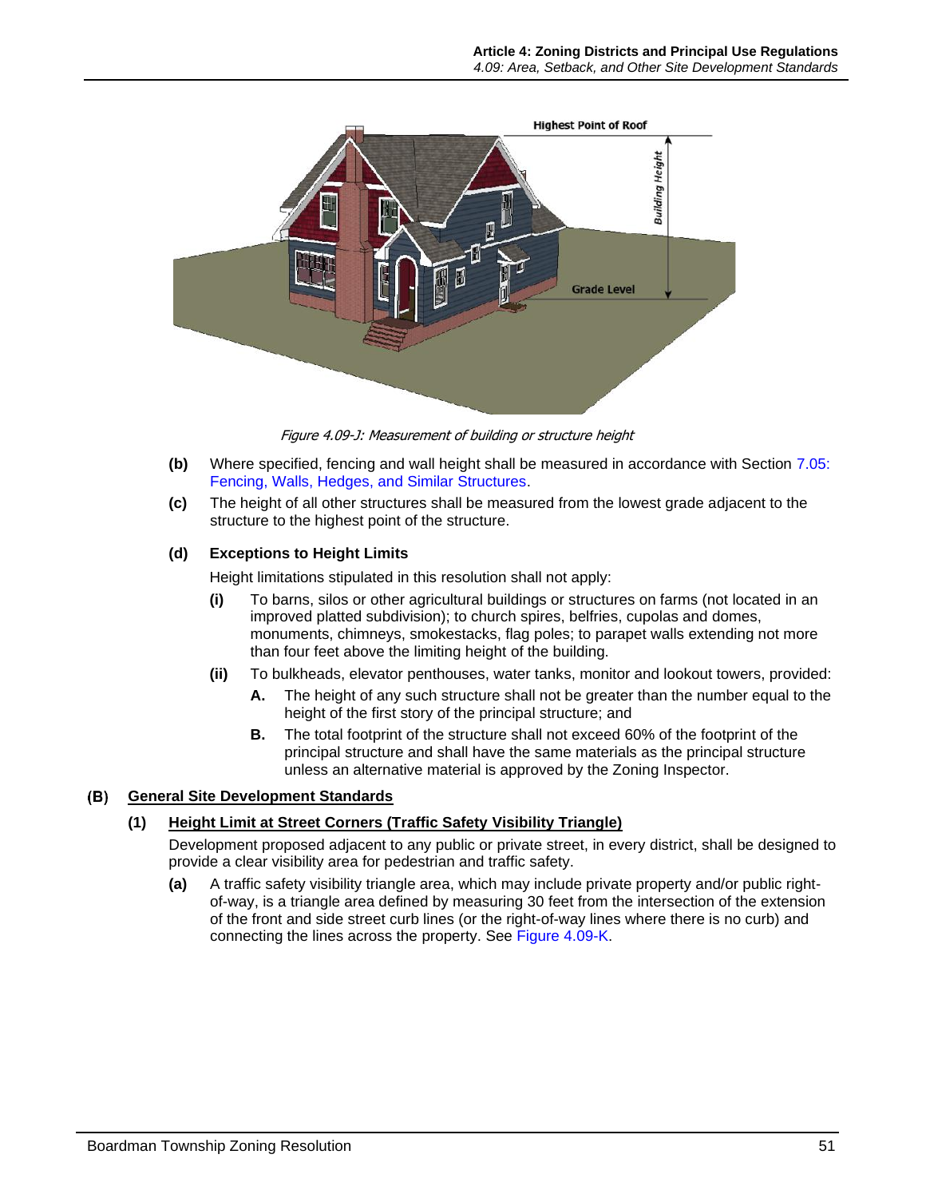*Figure 4.09-J: Measurement of building or structure height*

**(b)** Where specified, fencing and wall height shall be measured in accordance with Section 7.05: Fencing, Walls, Hedges, and Similar Structures.

**(c)** The height of all other structures shall be measured from the lowest grade adjacent to the structure to the highest point of the structure.

**(d) Exceptions to Height Limits**

Height limitations stipulated in this resolution shall not apply:

**(i)** To barns, silos or other agricultural buildings or structures on farms (not located in an improved platted subdivision); to church spires, belfries, cupolas and domes, monuments, chimneys, smokestacks, flag poles; to parapet walls extending not more than four feet above the limiting height of the building.

**(ii)** To bulkheads, elevator penthouses, water tanks, monitor and lookout towers, provided:

**A.** The height of any such structure shall not be greater than the number equal to the height of the first story of the principal structure; and

**B.** The total footprint of the structure shall not exceed 60% of the footprint of the principal structure and shall have the same materials as the principal structure unless an alternative material is approved by the Zoning Inspector.

## (B) General Site Development Standards

### (1) Height Limit at Street Corners (Traffic Safety Visibility Triangle)

Development proposed adjacent to any public or private street, in every district, shall be designed to provide a clear visibility area for pedestrian and traffic safety.

**(a)** A traffic safety visibility triangle area, which may include private property and/or public right-of-way, is a triangle area defined by measuring 30 feet from the intersection of the extension of the front and side street curb lines (or the right-of-way lines where there is no curb) and connecting the lines across the property. See Figure 4.09-K.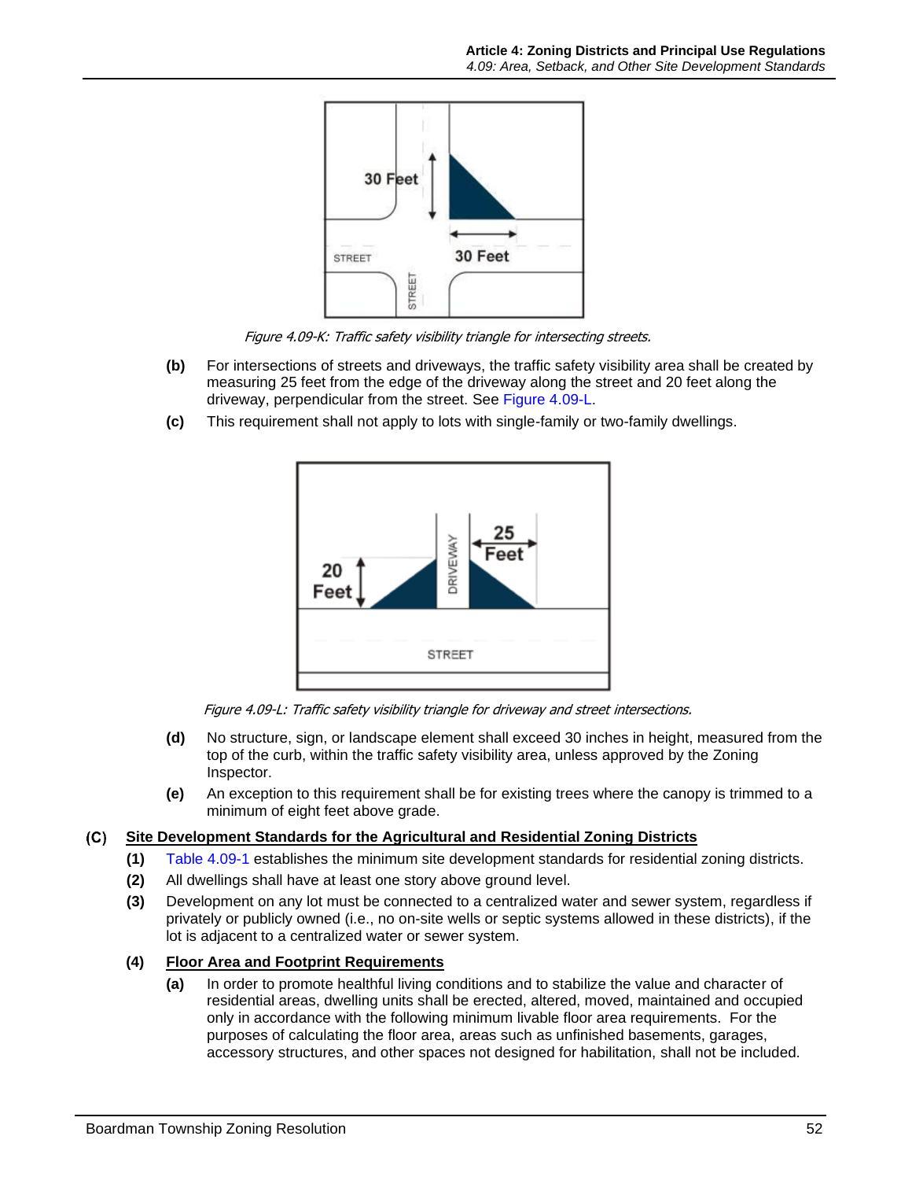Figure 4.09-K: Traffic safety visibility triangle for intersecting streets.

**(b)** For intersections of streets and driveways, the traffic safety visibility area shall be created by measuring 25 feet from the edge of the driveway along the street and 20 feet along the driveway, perpendicular from the street. See Figure 4.09-L.

**(c)** This requirement shall not apply to lots with single-family or two-family dwellings.

Figure 4.09-L: Traffic safety visibility triangle for driveway and street intersections.

**(d)** No structure, sign, or landscape element shall exceed 30 inches in height, measured from the top of the curb, within the traffic safety visibility area, unless approved by the Zoning Inspector.

**(e)** An exception to this requirement shall be for existing trees where the canopy is trimmed to a minimum of eight feet above grade.

## (C) Site Development Standards for the Agricultural and Residential Zoning Districts

**(1)** Table 4.09-1 establishes the minimum site development standards for residential zoning districts.

**(2)** All dwellings shall have at least one story above ground level.

**(3)** Development on any lot must be connected to a centralized water and sewer system, regardless if privately or publicly owned (i.e., no on-site wells or septic systems allowed in these districts), if the lot is adjacent to a centralized water or sewer system.

### (4) Floor Area and Footprint Requirements

**(a)** In order to promote healthful living conditions and to stabilize the value and character of residential areas, dwelling units shall be erected, altered, moved, maintained and occupied only in accordance with the following minimum livable floor area requirements. For the purposes of calculating the floor area, areas such as unfinished basements, garages, accessory structures, and other spaces not designed for habilitation, shall not be included.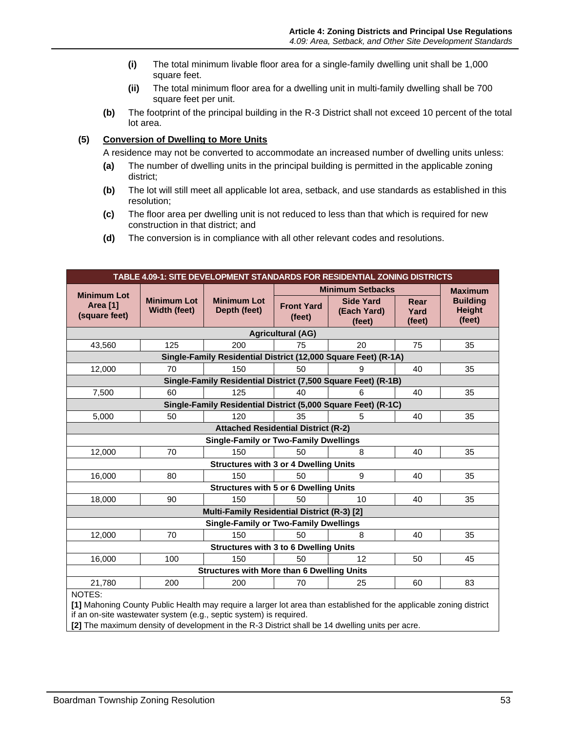(i) The total minimum livable floor area for a single-family dwelling unit shall be 1,000 square feet.

(ii) The total minimum floor area for a dwelling unit in multi-family dwelling shall be 700 square feet per unit.

**(b)** The footprint of the principal building in the R-3 District shall not exceed 10 percent of the total lot area.

**(5) Conversion of Dwelling to More Units**

A residence may not be converted to accommodate an increased number of dwelling units unless:

**(a)** The number of dwelling units in the principal building is permitted in the applicable zoning district;

**(b)** The lot will still meet all applicable lot area, setback, and use standards as established in this resolution;

**(c)** The floor area per dwelling unit is not reduced to less than that which is required for new construction in that district; and

**(d)** The conversion is in compliance with all other relevant codes and resolutions.

| TABLE 4.09-1: SITE DEVELOPMENT STANDARDS FOR RESIDENTIAL ZONING DISTRICTS | | | | | | |
|---|---|---|---|---|---|---|
| Minimum Lot Area [1] (square feet) | Minimum Lot Width (feet) | Minimum Lot Depth (feet) | Minimum Setbacks | | | Maximum Building Height (feet) |
| | | | Front Yard (feet) | Side Yard (Each Yard) (feet) | Rear Yard (feet) | |
| **Agricultural (AG)** | | | | | | |
| 43,560 | 125 | 200 | 75 | 20 | 75 | 35 |
| **Single-Family Residential District (12,000 Square Feet) (R-1A)** | | | | | | |
| 12,000 | 70 | 150 | 50 | 9 | 40 | 35 |
| **Single-Family Residential District (7,500 Square Feet) (R-1B)** | | | | | | |
| 7,500 | 60 | 125 | 40 | 6 | 40 | 35 |
| **Single-Family Residential District (5,000 Square Feet) (R-1C)** | | | | | | |
| 5,000 | 50 | 120 | 35 | 5 | 40 | 35 |
| **Attached Residential District (R-2)** | | | | | | |
| **Single-Family or Two-Family Dwellings** | | | | | | |
| 12,000 | 70 | 150 | 50 | 8 | 40 | 35 |
| **Structures with 3 or 4 Dwelling Units** | | | | | | |
| 16,000 | 80 | 150 | 50 | 9 | 40 | 35 |
| **Structures with 5 or 6 Dwelling Units** | | | | | | |
| 18,000 | 90 | 150 | 50 | 10 | 40 | 35 |
| **Multi-Family Residential District (R-3) [2]** | | | | | | |
| **Single-Family or Two-Family Dwellings** | | | | | | |
| 12,000 | 70 | 150 | 50 | 8 | 40 | 35 |
| **Structures with 3 to 6 Dwelling Units** | | | | | | |
| 16,000 | 100 | 150 | 50 | 12 | 50 | 45 |
| **Structures with More than 6 Dwelling Units** | | | | | | |
| 21,780 | 200 | 200 | 70 | 25 | 60 | 83 |

NOTES:

**[1]** Mahoning County Public Health may require a larger lot area than established for the applicable zoning district if an on-site wastewater system (e.g., septic system) is required.

**[2]** The maximum density of development in the R-3 District shall be 14 dwelling units per acre.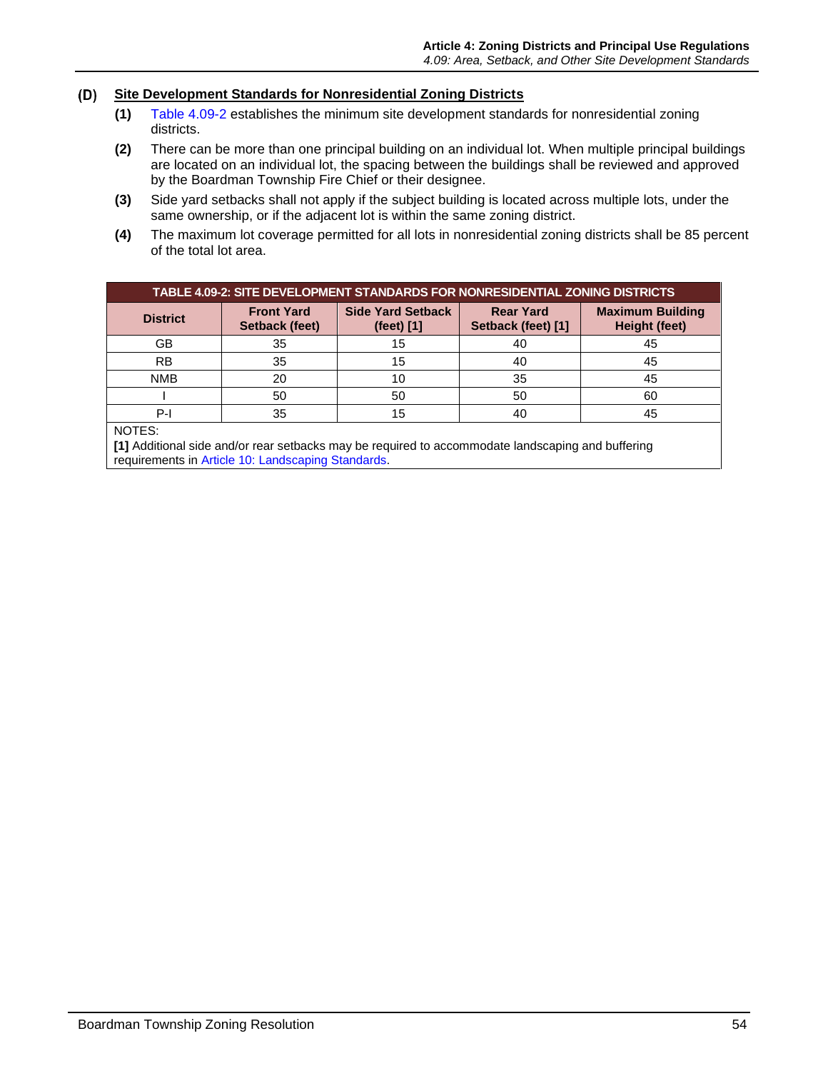### (D) Site Development Standards for Nonresidential Zoning Districts

**(1)** Table 4.09-2 establishes the minimum site development standards for nonresidential zoning districts.

**(2)** There can be more than one principal building on an individual lot. When multiple principal buildings are located on an individual lot, the spacing between the buildings shall be reviewed and approved by the Boardman Township Fire Chief or their designee.

**(3)** Side yard setbacks shall not apply if the subject building is located across multiple lots, under the same ownership, or if the adjacent lot is within the same zoning district.

**(4)** The maximum lot coverage permitted for all lots in nonresidential zoning districts shall be 85 percent of the total lot area.

**TABLE 4.09-2: SITE DEVELOPMENT STANDARDS FOR NONRESIDENTIAL ZONING DISTRICTS**

| District | Front Yard Setback (feet) | Side Yard Setback (feet) [1] | Rear Yard Setback (feet) [1] | Maximum Building Height (feet) |
|---|---|---|---|---|
| GB | 35 | 15 | 40 | 45 |
| RB | 35 | 15 | 40 | 45 |
| NMB | 20 | 10 | 35 | 45 |
| I | 50 | 50 | 50 | 60 |
| P-I | 35 | 15 | 40 | 45 |

NOTES:
**[1]** Additional side and/or rear setbacks may be required to accommodate landscaping and buffering requirements in Article 10: Landscaping Standards.